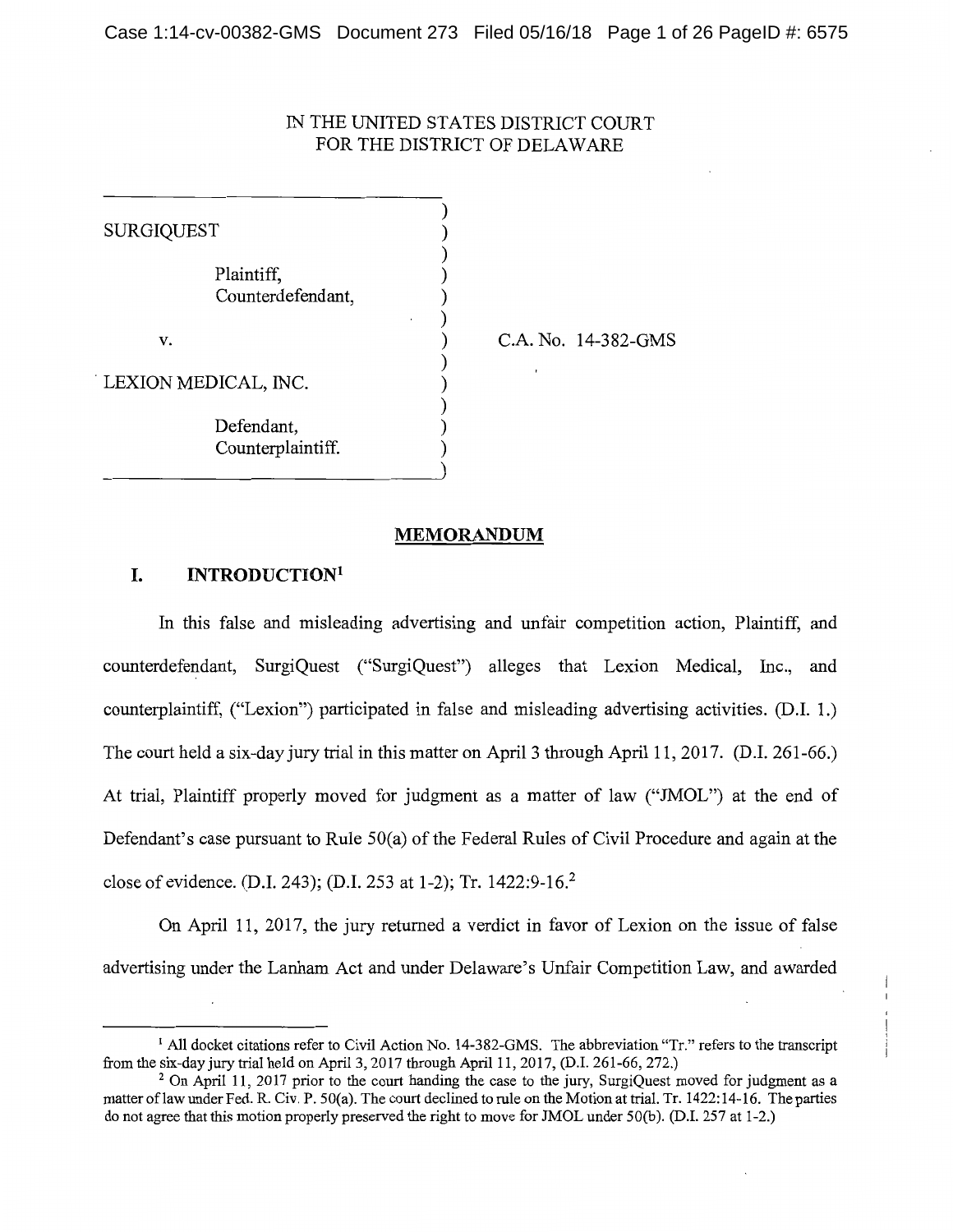IN THE UNITED STATES DISTRICT COURT
FOR THE DISTRICT OF DELAWARE

| | |
|---|---|
| SURGIQUEST<br><br>Plaintiff,<br>Counterdefendant,<br><br>v.<br><br>LEXION MEDICAL, INC.<br><br>Defendant,<br>Counterplaintiff. | C.A. No. 14-382-GMS |

## MEMORANDUM

### I. INTRODUCTION[1]

In this false and misleading advertising and unfair competition action, Plaintiff, and counterdefendant, SurgiQuest ("SurgiQuest") alleges that Lexion Medical, Inc., and counterplaintiff, ("Lexion") participated in false and misleading advertising activities. (D.I. 1.) The court held a six-day jury trial in this matter on April 3 through April 11, 2017. (D.I. 261-66.) At trial, Plaintiff properly moved for judgment as a matter of law ("JMOL") at the end of Defendant's case pursuant to Rule 50(a) of the Federal Rules of Civil Procedure and again at the close of evidence. (D.I. 243); (D.I. 253 at 1-2); Tr. 1422:9-16.[2]

On April 11, 2017, the jury returned a verdict in favor of Lexion on the issue of false advertising under the Lanham Act and under Delaware's Unfair Competition Law, and awarded

---

[1] All docket citations refer to Civil Action No. 14-382-GMS. The abbreviation "Tr." refers to the transcript from the six-day jury trial held on April 3, 2017 through April 11, 2017, (D.I. 261-66, 272.)

[2] On April 11, 2017 prior to the court handing the case to the jury, SurgiQuest moved for judgment as a matter of law under Fed. R. Civ. P. 50(a). The court declined to rule on the Motion at trial. Tr. 1422:14-16. The parties do not agree that this motion properly preserved the right to move for JMOL under 50(b). (D.I. 257 at 1-2.)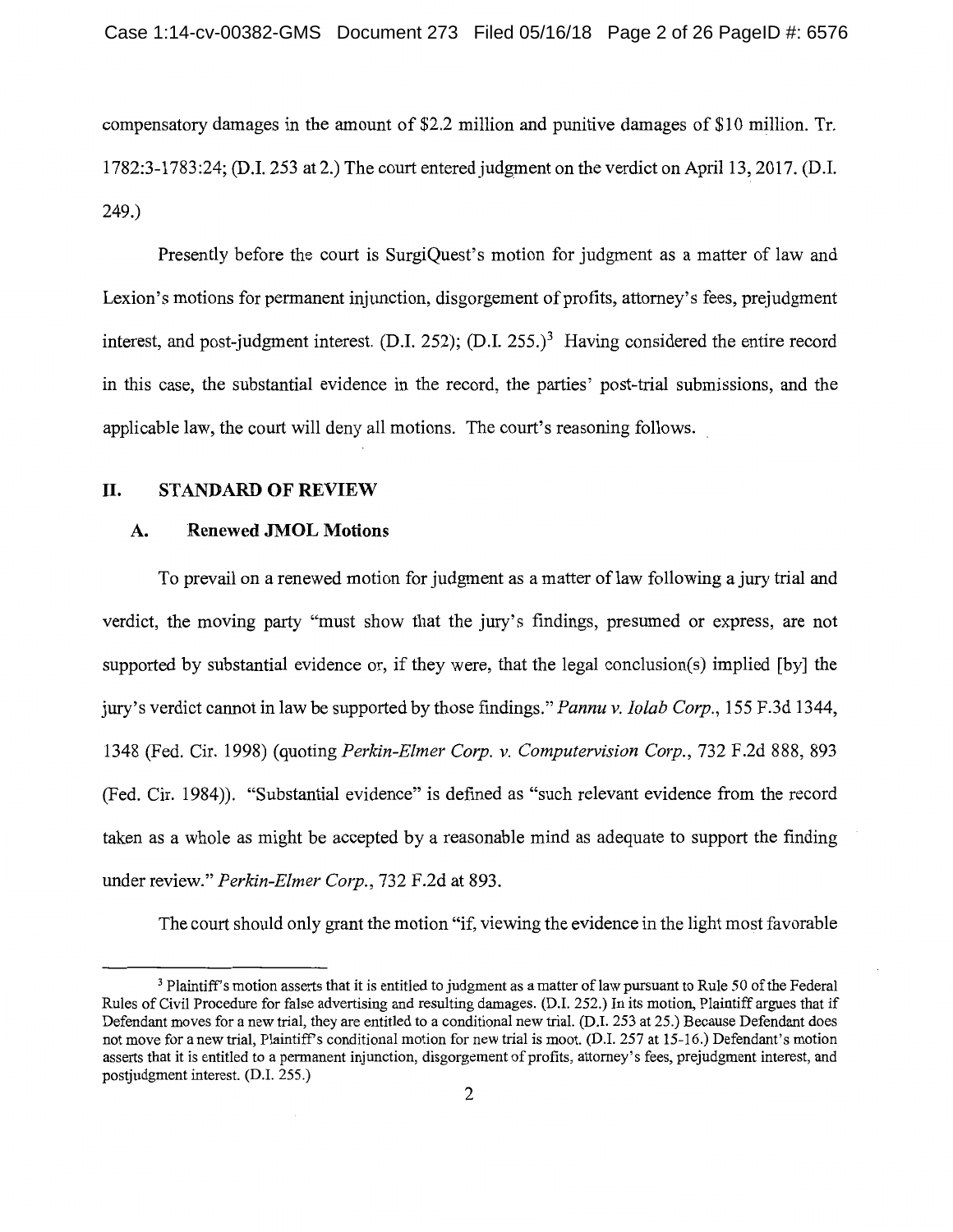compensatory damages in the amount of $2.2 million and punitive damages of $10 million. Tr. 1782:3-1783:24; (D.I. 253 at 2.) The court entered judgment on the verdict on April 13, 2017. (D.I. 249.)

Presently before the court is SurgiQuest's motion for judgment as a matter of law and Lexion's motions for permanent injunction, disgorgement of profits, attorney's fees, prejudgment interest, and post-judgment interest. (D.I. 252); (D.I. 255.)[3] Having considered the entire record in this case, the substantial evidence in the record, the parties' post-trial submissions, and the applicable law, the court will deny all motions. The court's reasoning follows.

## II. STANDARD OF REVIEW

### A. Renewed JMOL Motions

To prevail on a renewed motion for judgment as a matter of law following a jury trial and verdict, the moving party "must show that the jury's findings, presumed or express, are not supported by substantial evidence or, if they were, that the legal conclusion(s) implied [by] the jury's verdict cannot in law be supported by those findings." *Pannu v. Iolab Corp.*, 155 F.3d 1344, 1348 (Fed. Cir. 1998) (quoting *Perkin-Elmer Corp. v. Computervision Corp.*, 732 F.2d 888, 893 (Fed. Cir. 1984)). "Substantial evidence" is defined as "such relevant evidence from the record taken as a whole as might be accepted by a reasonable mind as adequate to support the finding under review." *Perkin-Elmer Corp.*, 732 F.2d at 893.

The court should only grant the motion "if, viewing the evidence in the light most favorable

[3] Plaintiff's motion asserts that it is entitled to judgment as a matter of law pursuant to Rule 50 of the Federal Rules of Civil Procedure for false advertising and resulting damages. (D.I. 252.) In its motion, Plaintiff argues that if Defendant moves for a new trial, they are entitled to a conditional new trial. (D.I. 253 at 25.) Because Defendant does not move for a new trial, Plaintiff's conditional motion for new trial is moot. (D.I. 257 at 15-16.) Defendant's motion asserts that it is entitled to a permanent injunction, disgorgement of profits, attorney's fees, prejudgment interest, and postjudgment interest. (D.I. 255.)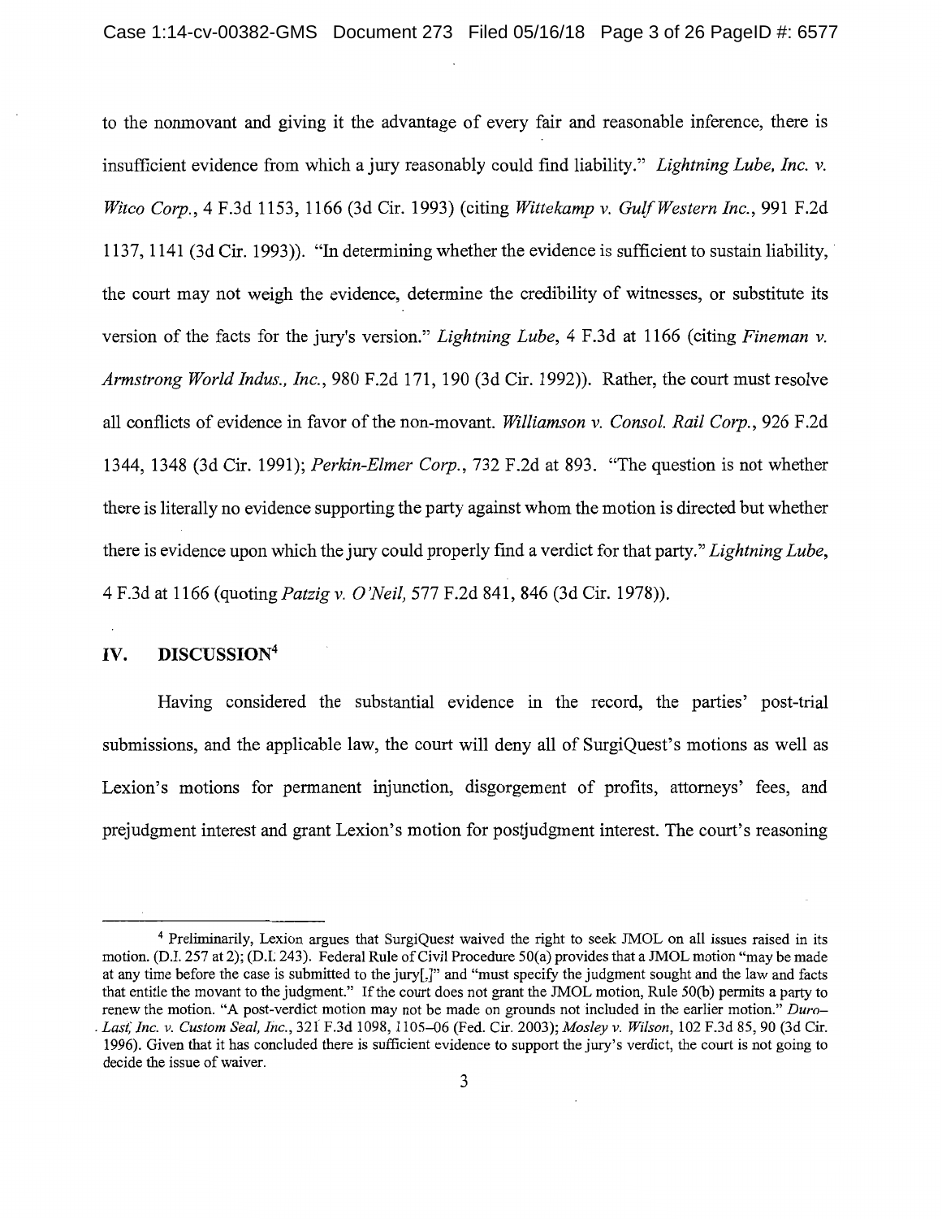to the nonmovant and giving it the advantage of every fair and reasonable inference, there is insufficient evidence from which a jury reasonably could find liability." *Lightning Lube, Inc. v. Witco Corp.*, 4 F.3d 1153, 1166 (3d Cir. 1993) (citing *Wittekamp v. Gulf Western Inc.*, 991 F.2d 1137, 1141 (3d Cir. 1993)). "In determining whether the evidence is sufficient to sustain liability, the court may not weigh the evidence, determine the credibility of witnesses, or substitute its version of the facts for the jury's version." *Lightning Lube*, 4 F.3d at 1166 (citing *Fineman v. Armstrong World Indus., Inc.*, 980 F.2d 171, 190 (3d Cir. 1992)). Rather, the court must resolve all conflicts of evidence in favor of the non-movant. *Williamson v. Consol. Rail Corp.*, 926 F.2d 1344, 1348 (3d Cir. 1991); *Perkin-Elmer Corp.*, 732 F.2d at 893. "The question is not whether there is literally no evidence supporting the party against whom the motion is directed but whether there is evidence upon which the jury could properly find a verdict for that party." *Lightning Lube*, 4 F.3d at 1166 (quoting *Patzig v. O'Neil*, 577 F.2d 841, 846 (3d Cir. 1978)).

## IV. DISCUSSION[4]

Having considered the substantial evidence in the record, the parties' post-trial submissions, and the applicable law, the court will deny all of SurgiQuest's motions as well as Lexion's motions for permanent injunction, disgorgement of profits, attorneys' fees, and prejudgment interest and grant Lexion's motion for postjudgment interest. The court's reasoning

---

[4] Preliminarily, Lexion argues that SurgiQuest waived the right to seek JMOL on all issues raised in its motion. (D.I. 257 at 2); (D.I. 243). Federal Rule of Civil Procedure 50(a) provides that a JMOL motion "may be made at any time before the case is submitted to the jury[,]" and "must specify the judgment sought and the law and facts that entitle the movant to the judgment." If the court does not grant the JMOL motion, Rule 50(b) permits a party to renew the motion. "A post-verdict motion may not be made on grounds not included in the earlier motion." *Duro–Last, Inc. v. Custom Seal, Inc.*, 321 F.3d 1098, 1105–06 (Fed. Cir. 2003); *Mosley v. Wilson*, 102 F.3d 85, 90 (3d Cir. 1996). Given that it has concluded there is sufficient evidence to support the jury's verdict, the court is not going to decide the issue of waiver.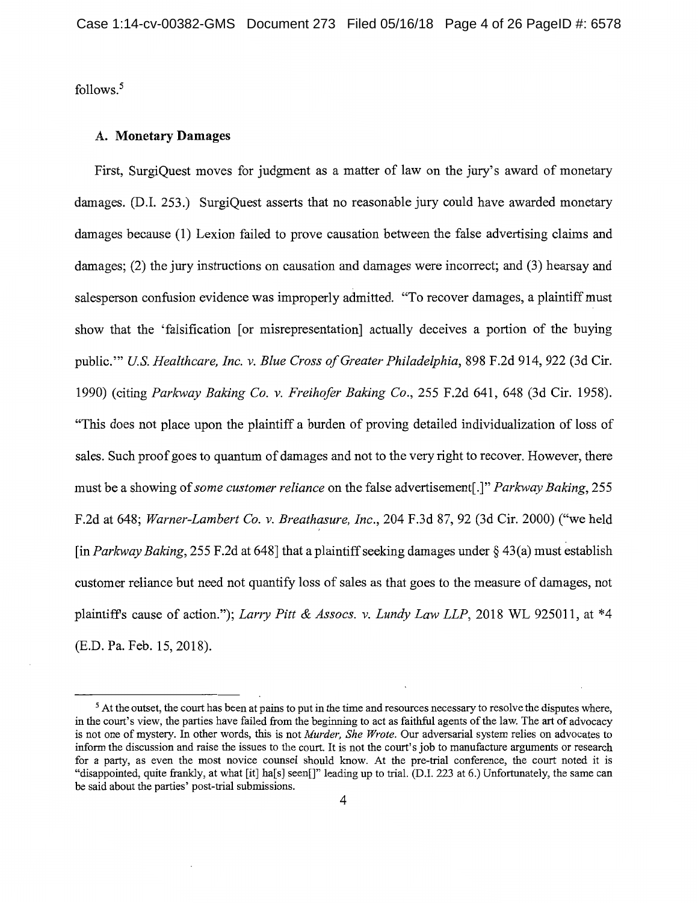follows.[5]

### A. Monetary Damages

First, SurgiQuest moves for judgment as a matter of law on the jury's award of monetary damages. (D.I. 253.) SurgiQuest asserts that no reasonable jury could have awarded monetary damages because (1) Lexion failed to prove causation between the false advertising claims and damages; (2) the jury instructions on causation and damages were incorrect; and (3) hearsay and salesperson confusion evidence was improperly admitted. "To recover damages, a plaintiff must show that the 'falsification [or misrepresentation] actually deceives a portion of the buying public.'" *U.S. Healthcare, Inc. v. Blue Cross of Greater Philadelphia*, 898 F.2d 914, 922 (3d Cir. 1990) (citing *Parkway Baking Co. v. Freihofer Baking Co.*, 255 F.2d 641, 648 (3d Cir. 1958). "This does not place upon the plaintiff a burden of proving detailed individualization of loss of sales. Such proof goes to quantum of damages and not to the very right to recover. However, there must be a showing of *some customer reliance* on the false advertisement[.]" *Parkway Baking*, 255 F.2d at 648; *Warner-Lambert Co. v. Breathasure, Inc.*, 204 F.3d 87, 92 (3d Cir. 2000) ("we held [in *Parkway Baking*, 255 F.2d at 648] that a plaintiff seeking damages under § 43(a) must establish customer reliance but need not quantify loss of sales as that goes to the measure of damages, not plaintiff's cause of action."); *Larry Pitt & Assocs. v. Lundy Law LLP*, 2018 WL 925011, at *4 (E.D. Pa. Feb. 15, 2018).

---

[5] At the outset, the court has been at pains to put in the time and resources necessary to resolve the disputes where, in the court's view, the parties have failed from the beginning to act as faithful agents of the law. The art of advocacy is not one of mystery. In other words, this is not *Murder, She Wrote*. Our adversarial system relies on advocates to inform the discussion and raise the issues to the court. It is not the court's job to manufacture arguments or research for a party, as even the most novice counsel should know. At the pre-trial conference, the court noted it is "disappointed, quite frankly, at what [it] ha[s] seen[]" leading up to trial. (D.I. 223 at 6.) Unfortunately, the same can be said about the parties' post-trial submissions.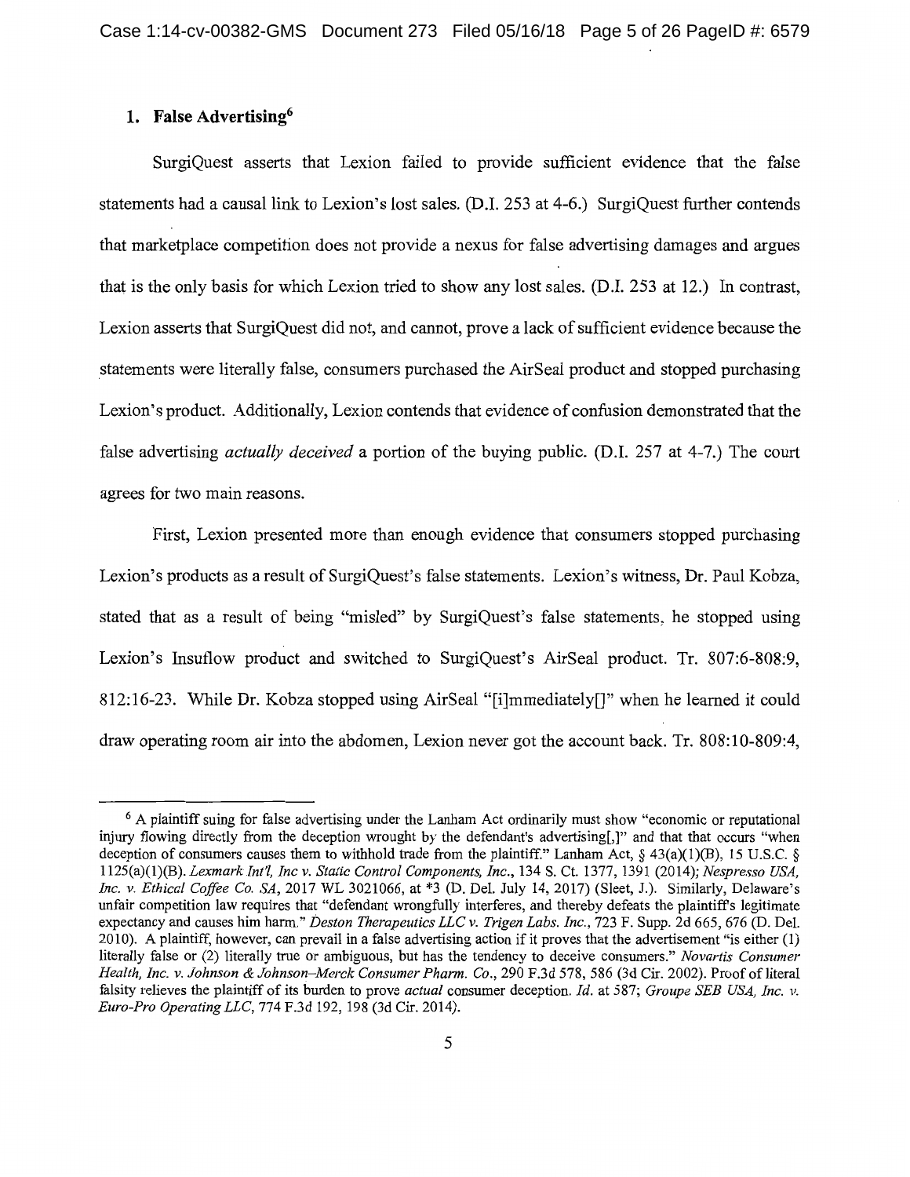### 1. False Advertising[6]

SurgiQuest asserts that Lexion failed to provide sufficient evidence that the false statements had a causal link to Lexion's lost sales. (D.I. 253 at 4-6.) SurgiQuest further contends that marketplace competition does not provide a nexus for false advertising damages and argues that is the only basis for which Lexion tried to show any lost sales. (D.I. 253 at 12.) In contrast, Lexion asserts that SurgiQuest did not, and cannot, prove a lack of sufficient evidence because the statements were literally false, consumers purchased the AirSeal product and stopped purchasing Lexion's product. Additionally, Lexion contends that evidence of confusion demonstrated that the false advertising *actually deceived* a portion of the buying public. (D.I. 257 at 4-7.) The court agrees for two main reasons.

First, Lexion presented more than enough evidence that consumers stopped purchasing Lexion's products as a result of SurgiQuest's false statements. Lexion's witness, Dr. Paul Kobza, stated that as a result of being "misled" by SurgiQuest's false statements, he stopped using Lexion's Insuflow product and switched to SurgiQuest's AirSeal product. Tr. 807:6-808:9, 812:16-23. While Dr. Kobza stopped using AirSeal "[i]mmediately[]" when he learned it could draw operating room air into the abdomen, Lexion never got the account back. Tr. 808:10-809:4,

---

[6] A plaintiff suing for false advertising under the Lanham Act ordinarily must show "economic or reputational injury flowing directly from the deception wrought by the defendant's advertising[,]" and that that occurs "when deception of consumers causes them to withhold trade from the plaintiff." Lanham Act, § 43(a)(1)(B), 15 U.S.C. § 1125(a)(1)(B). *Lexmark Int'l, Inc v. Static Control Components, Inc.*, 134 S. Ct. 1377, 1391 (2014); *Nespresso USA, Inc. v. Ethical Coffee Co. SA*, 2017 WL 3021066, at *3 (D. Del. July 14, 2017) (Sleet, J.). Similarly, Delaware's unfair competition law requires that "defendant wrongfully interferes, and thereby defeats the plaintiff's legitimate expectancy and causes him harm." *Deston Therapeutics LLC v. Trigen Labs. Inc.*, 723 F. Supp. 2d 665, 676 (D. Del. 2010). A plaintiff, however, can prevail in a false advertising action if it proves that the advertisement "is either (1) literally false or (2) literally true or ambiguous, but has the tendency to deceive consumers." *Novartis Consumer Health, Inc. v. Johnson & Johnson–Merck Consumer Pharm. Co.*, 290 F.3d 578, 586 (3d Cir. 2002). Proof of literal falsity relieves the plaintiff of its burden to prove *actual* consumer deception. *Id.* at 587; *Groupe SEB USA, Inc. v. Euro-Pro Operating LLC*, 774 F.3d 192, 198 (3d Cir. 2014).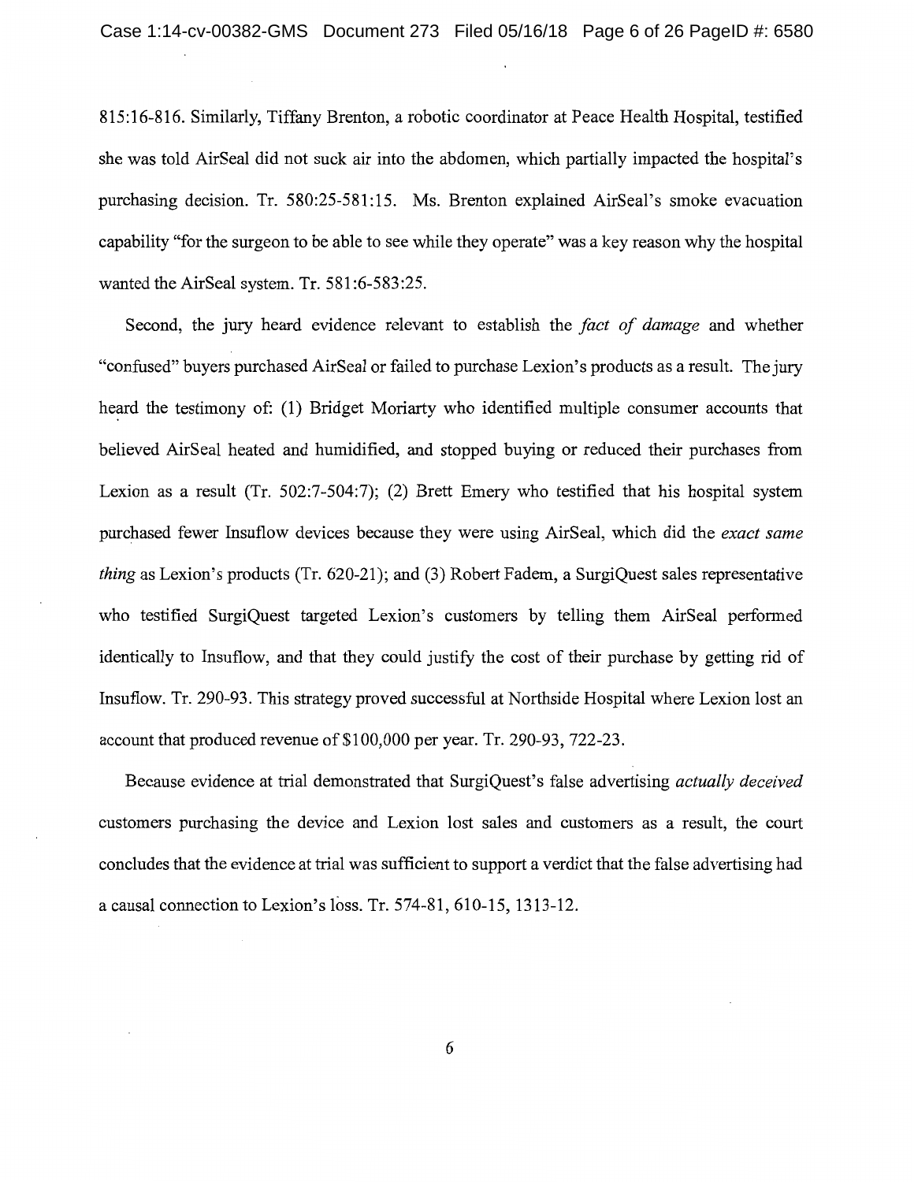815:16-816. Similarly, Tiffany Brenton, a robotic coordinator at Peace Health Hospital, testified she was told AirSeal did not suck air into the abdomen, which partially impacted the hospital's purchasing decision. Tr. 580:25-581:15. Ms. Brenton explained AirSeal's smoke evacuation capability "for the surgeon to be able to see while they operate" was a key reason why the hospital wanted the AirSeal system. Tr. 581:6-583:25.

Second, the jury heard evidence relevant to establish the *fact of damage* and whether "confused" buyers purchased AirSeal or failed to purchase Lexion's products as a result. The jury heard the testimony of: (1) Bridget Moriarty who identified multiple consumer accounts that believed AirSeal heated and humidified, and stopped buying or reduced their purchases from Lexion as a result (Tr. 502:7-504:7); (2) Brett Emery who testified that his hospital system purchased fewer Insuflow devices because they were using AirSeal, which did the *exact same thing* as Lexion's products (Tr. 620-21); and (3) Robert Fadem, a SurgiQuest sales representative who testified SurgiQuest targeted Lexion's customers by telling them AirSeal performed identically to Insuflow, and that they could justify the cost of their purchase by getting rid of Insuflow. Tr. 290-93. This strategy proved successful at Northside Hospital where Lexion lost an account that produced revenue of $100,000 per year. Tr. 290-93, 722-23.

Because evidence at trial demonstrated that SurgiQuest's false advertising *actually deceived* customers purchasing the device and Lexion lost sales and customers as a result, the court concludes that the evidence at trial was sufficient to support a verdict that the false advertising had a causal connection to Lexion's loss. Tr. 574-81, 610-15, 1313-12.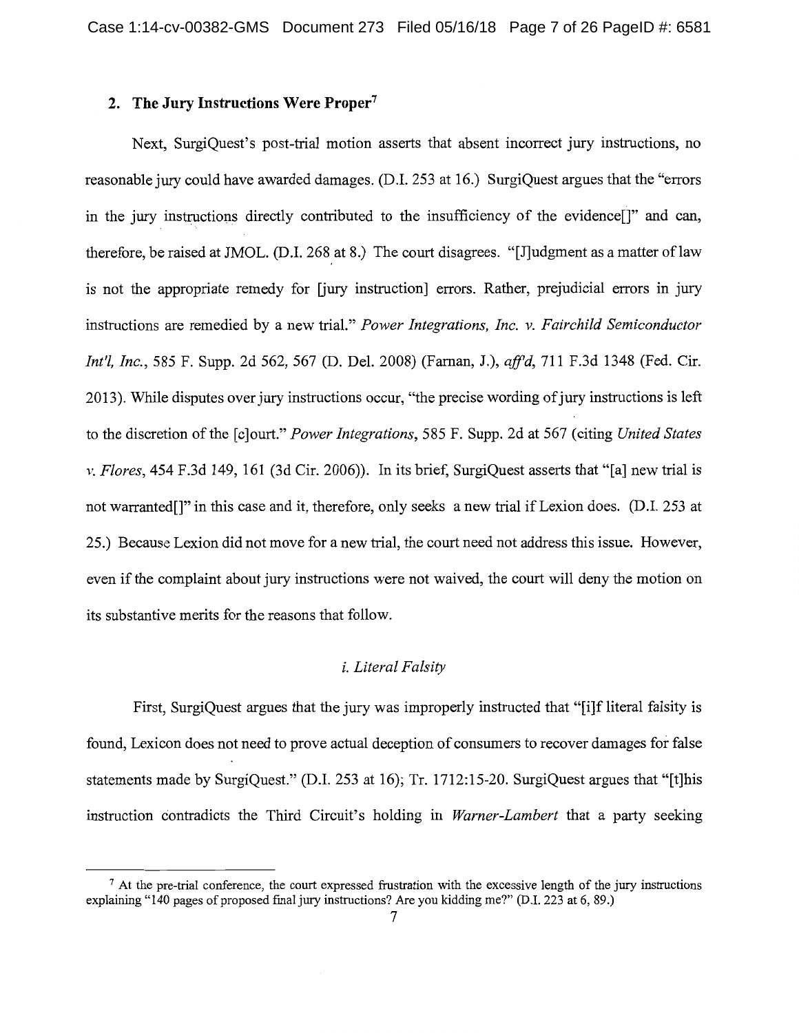## 2. The Jury Instructions Were Proper[7]

Next, SurgiQuest's post-trial motion asserts that absent incorrect jury instructions, no reasonable jury could have awarded damages. (D.I. 253 at 16.) SurgiQuest argues that the "errors in the jury instructions directly contributed to the insufficiency of the evidence[]" and can, therefore, be raised at JMOL. (D.I. 268 at 8.) The court disagrees. "[J]udgment as a matter of law is not the appropriate remedy for [jury instruction] errors. Rather, prejudicial errors in jury instructions are remedied by a new trial." *Power Integrations, Inc. v. Fairchild Semiconductor Int'l, Inc.*, 585 F. Supp. 2d 562, 567 (D. Del. 2008) (Farnan, J.), *aff'd*, 711 F.3d 1348 (Fed. Cir. 2013). While disputes over jury instructions occur, "the precise wording of jury instructions is left to the discretion of the [c]ourt." *Power Integrations*, 585 F. Supp. 2d at 567 (citing *United States v. Flores*, 454 F.3d 149, 161 (3d Cir. 2006)). In its brief, SurgiQuest asserts that "[a] new trial is not warranted[]" in this case and it, therefore, only seeks a new trial if Lexion does. (D.I. 253 at 25.) Because Lexion did not move for a new trial, the court need not address this issue. However, even if the complaint about jury instructions were not waived, the court will deny the motion on its substantive merits for the reasons that follow.

### *i. Literal Falsity*

First, SurgiQuest argues that the jury was improperly instructed that "[i]f literal falsity is found, Lexicon does not need to prove actual deception of consumers to recover damages for false statements made by SurgiQuest." (D.I. 253 at 16); Tr. 1712:15-20. SurgiQuest argues that "[t]his instruction contradicts the Third Circuit's holding in *Warner-Lambert* that a party seeking

---

[7] At the pre-trial conference, the court expressed frustration with the excessive length of the jury instructions explaining "140 pages of proposed final jury instructions? Are you kidding me?" (D.I. 223 at 6, 89.)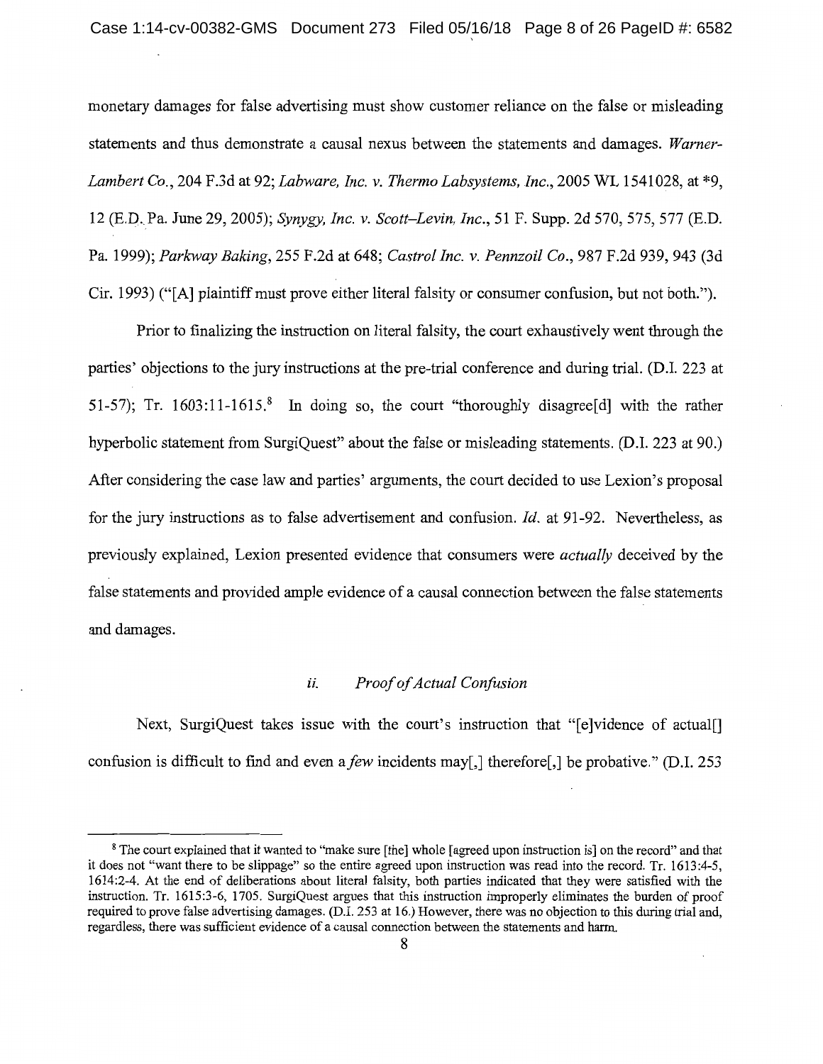monetary damages for false advertising must show customer reliance on the false or misleading statements and thus demonstrate a causal nexus between the statements and damages. *Warner-Lambert Co.*, 204 F.3d at 92; *Labware, Inc. v. Thermo Labsystems, Inc.*, 2005 WL 1541028, at *9, 12 (E.D. Pa. June 29, 2005); *Synygy, Inc. v. Scott–Levin, Inc.*, 51 F. Supp. 2d 570, 575, 577 (E.D. Pa. 1999); *Parkway Baking*, 255 F.2d at 648; *Castrol Inc. v. Pennzoil Co.*, 987 F.2d 939, 943 (3d Cir. 1993) ("[A] plaintiff must prove either literal falsity or consumer confusion, but not both.").

Prior to finalizing the instruction on literal falsity, the court exhaustively went through the parties' objections to the jury instructions at the pre-trial conference and during trial. (D.I. 223 at 51-57); Tr. 1603:11-1615.[8] In doing so, the court "thoroughly disagree[d] with the rather hyperbolic statement from SurgiQuest" about the false or misleading statements. (D.I. 223 at 90.) After considering the case law and parties' arguments, the court decided to use Lexion's proposal for the jury instructions as to false advertisement and confusion. *Id.* at 91-92. Nevertheless, as previously explained, Lexion presented evidence that consumers were *actually* deceived by the false statements and provided ample evidence of a causal connection between the false statements and damages.

### *ii. Proof of Actual Confusion*

Next, SurgiQuest takes issue with the court's instruction that "[e]vidence of actual[] confusion is difficult to find and even a *few* incidents may[,] therefore[,] be probative." (D.I. 253

---

[8] The court explained that it wanted to "make sure [the] whole [agreed upon instruction is] on the record" and that it does not "want there to be slippage" so the entire agreed upon instruction was read into the record. Tr. 1613:4-5, 1614:2-4. At the end of deliberations about literal falsity, both parties indicated that they were satisfied with the instruction. Tr. 1615:3-6, 1705. SurgiQuest argues that this instruction improperly eliminates the burden of proof required to prove false advertising damages. (D.I. 253 at 16.) However, there was no objection to this during trial and, regardless, there was sufficient evidence of a causal connection between the statements and harm.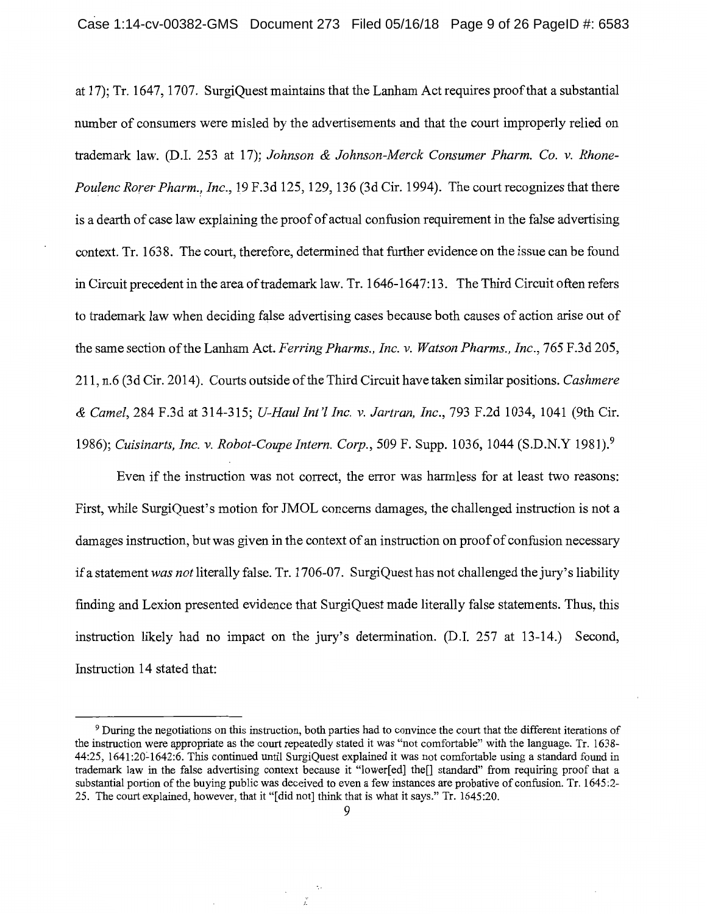at 17); Tr. 1647, 1707. SurgiQuest maintains that the Lanham Act requires proof that a substantial number of consumers were misled by the advertisements and that the court improperly relied on trademark law. (D.I. 253 at 17); *Johnson & Johnson-Merck Consumer Pharm. Co. v. Rhone-Poulenc Rorer Pharm., Inc.*, 19 F.3d 125, 129, 136 (3d Cir. 1994). The court recognizes that there is a dearth of case law explaining the proof of actual confusion requirement in the false advertising context. Tr. 1638. The court, therefore, determined that further evidence on the issue can be found in Circuit precedent in the area of trademark law. Tr. 1646-1647:13. The Third Circuit often refers to trademark law when deciding false advertising cases because both causes of action arise out of the same section of the Lanham Act. *Ferring Pharms., Inc. v. Watson Pharms., Inc.*, 765 F.3d 205, 211, n.6 (3d Cir. 2014). Courts outside of the Third Circuit have taken similar positions. *Cashmere & Camel*, 284 F.3d at 314-315; *U-Haul Int'l Inc. v. Jartran, Inc.*, 793 F.2d 1034, 1041 (9th Cir. 1986); *Cuisinarts, Inc. v. Robot-Coupe Intern. Corp.*, 509 F. Supp. 1036, 1044 (S.D.N.Y 1981).[9]

Even if the instruction was not correct, the error was harmless for at least two reasons: First, while SurgiQuest's motion for JMOL concerns damages, the challenged instruction is not a damages instruction, but was given in the context of an instruction on proof of confusion necessary if a statement *was not* literally false. Tr. 1706-07. SurgiQuest has not challenged the jury's liability finding and Lexion presented evidence that SurgiQuest made literally false statements. Thus, this instruction likely had no impact on the jury's determination. (D.I. 257 at 13-14.) Second, Instruction 14 stated that:

[9] During the negotiations on this instruction, both parties had to convince the court that the different iterations of the instruction were appropriate as the court repeatedly stated it was "not comfortable" with the language. Tr. 1638-44:25, 1641:20-1642:6. This continued until SurgiQuest explained it was not comfortable using a standard found in trademark law in the false advertising context because it "lower[ed] the[] standard" from requiring proof that a substantial portion of the buying public was deceived to even a few instances are probative of confusion. Tr. 1645:2-25. The court explained, however, that it "[did not] think that is what it says." Tr. 1645:20.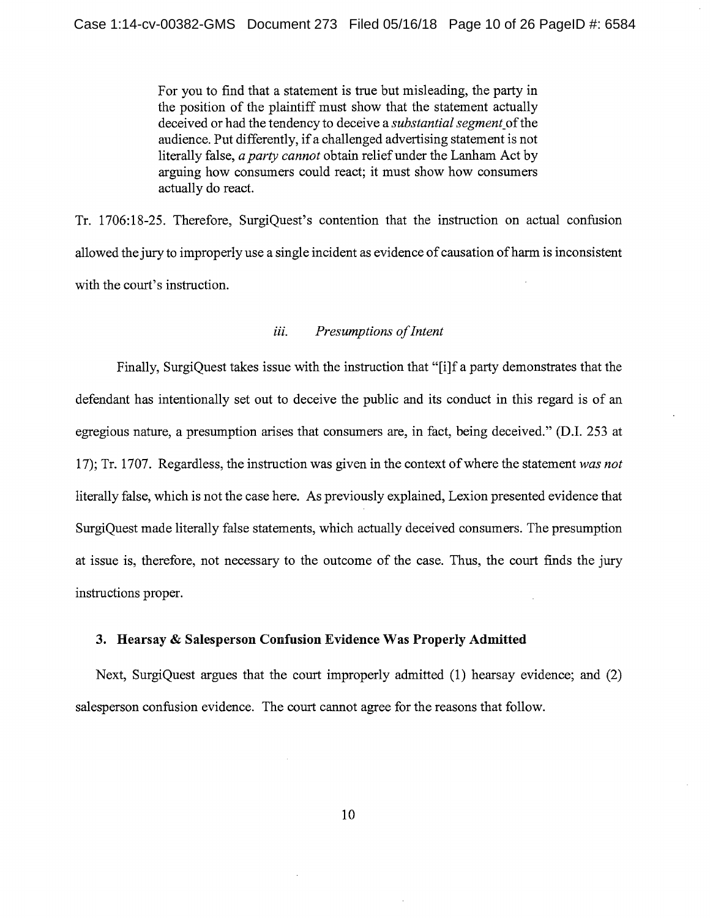> For you to find that a statement is true but misleading, the party in the position of the plaintiff must show that the statement actually deceived or had the tendency to deceive a *substantial segment* of the audience. Put differently, if a challenged advertising statement is not literally false, *a party cannot* obtain relief under the Lanham Act by arguing how consumers could react; it must show how consumers actually do react.

Tr. 1706:18-25. Therefore, SurgiQuest's contention that the instruction on actual confusion allowed the jury to improperly use a single incident as evidence of causation of harm is inconsistent with the court's instruction.

#### *iii. Presumptions of Intent*

Finally, SurgiQuest takes issue with the instruction that "[i]f a party demonstrates that the defendant has intentionally set out to deceive the public and its conduct in this regard is of an egregious nature, a presumption arises that consumers are, in fact, being deceived." (D.I. 253 at 17); Tr. 1707. Regardless, the instruction was given in the context of where the statement *was not* literally false, which is not the case here. As previously explained, Lexion presented evidence that SurgiQuest made literally false statements, which actually deceived consumers. The presumption at issue is, therefore, not necessary to the outcome of the case. Thus, the court finds the jury instructions proper.

### 3. Hearsay & Salesperson Confusion Evidence Was Properly Admitted

Next, SurgiQuest argues that the court improperly admitted (1) hearsay evidence; and (2) salesperson confusion evidence. The court cannot agree for the reasons that follow.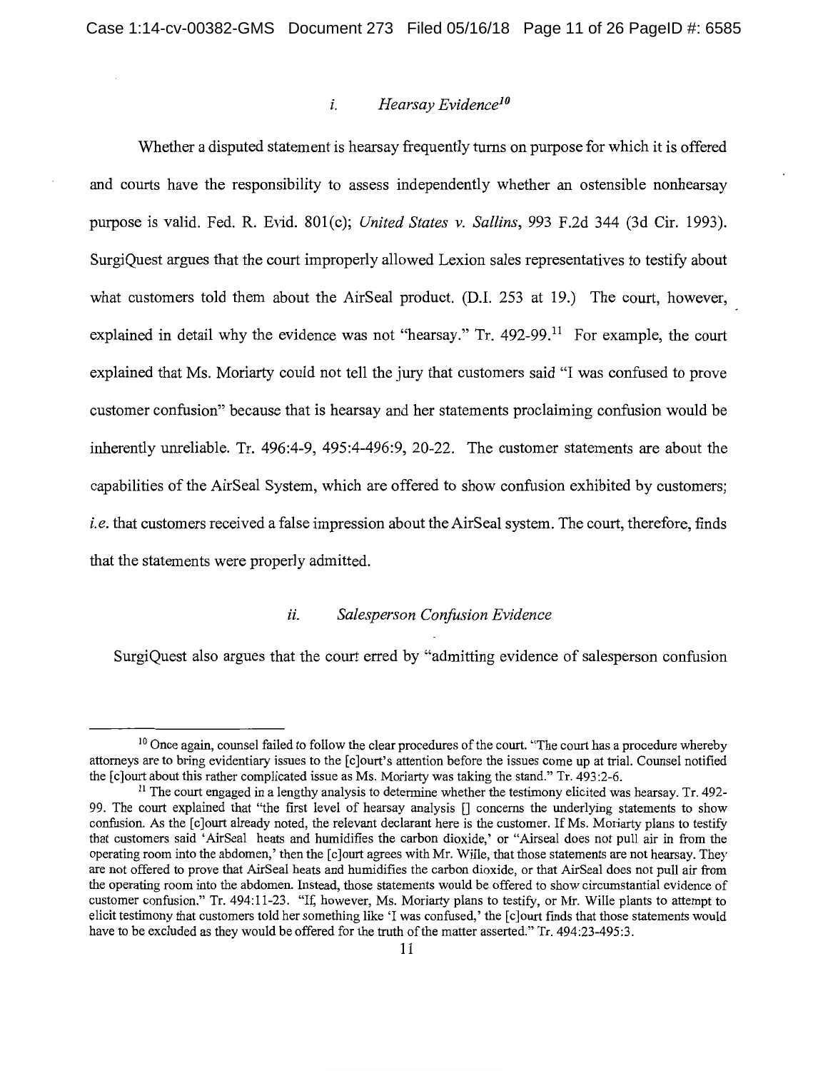### *i. Hearsay Evidence*[10]

Whether a disputed statement is hearsay frequently turns on purpose for which it is offered and courts have the responsibility to assess independently whether an ostensible nonhearsay purpose is valid. Fed. R. Evid. 801(c); *United States v. Sallins*, 993 F.2d 344 (3d Cir. 1993). SurgiQuest argues that the court improperly allowed Lexion sales representatives to testify about what customers told them about the AirSeal product. (D.I. 253 at 19.) The court, however, explained in detail why the evidence was not "hearsay." Tr. 492-99.[11] For example, the court explained that Ms. Moriarty could not tell the jury that customers said "I was confused to prove customer confusion" because that is hearsay and her statements proclaiming confusion would be inherently unreliable. Tr. 496:4-9, 495:4-496:9, 20-22. The customer statements are about the capabilities of the AirSeal System, which are offered to show confusion exhibited by customers; *i.e.* that customers received a false impression about the AirSeal system. The court, therefore, finds that the statements were properly admitted.

### *ii. Salesperson Confusion Evidence*

SurgiQuest also argues that the court erred by "admitting evidence of salesperson confusion

---

[10] Once again, counsel failed to follow the clear procedures of the court. "The court has a procedure whereby attorneys are to bring evidentiary issues to the [c]ourt's attention before the issues come up at trial. Counsel notified the [c]ourt about this rather complicated issue as Ms. Moriarty was taking the stand." Tr. 493:2-6.

[11] The court engaged in a lengthy analysis to determine whether the testimony elicited was hearsay. Tr. 492-99. The court explained that "the first level of hearsay analysis [] concerns the underlying statements to show confusion. As the [c]ourt already noted, the relevant declarant here is the customer. If Ms. Moriarty plans to testify that customers said 'AirSeal heats and humidifies the carbon dioxide,' or "Airseal does not pull air in from the operating room into the abdomen,' then the [c]ourt agrees with Mr. Wille, that those statements are not hearsay. They are not offered to prove that AirSeal heats and humidifies the carbon dioxide, or that AirSeal does not pull air from the operating room into the abdomen. Instead, those statements would be offered to show circumstantial evidence of customer confusion." Tr. 494:11-23. "If, however, Ms. Moriarty plans to testify, or Mr. Wille plants to attempt to elicit testimony that customers told her something like 'I was confused,' the [c]ourt finds that those statements would have to be excluded as they would be offered for the truth of the matter asserted." Tr. 494:23-495:3.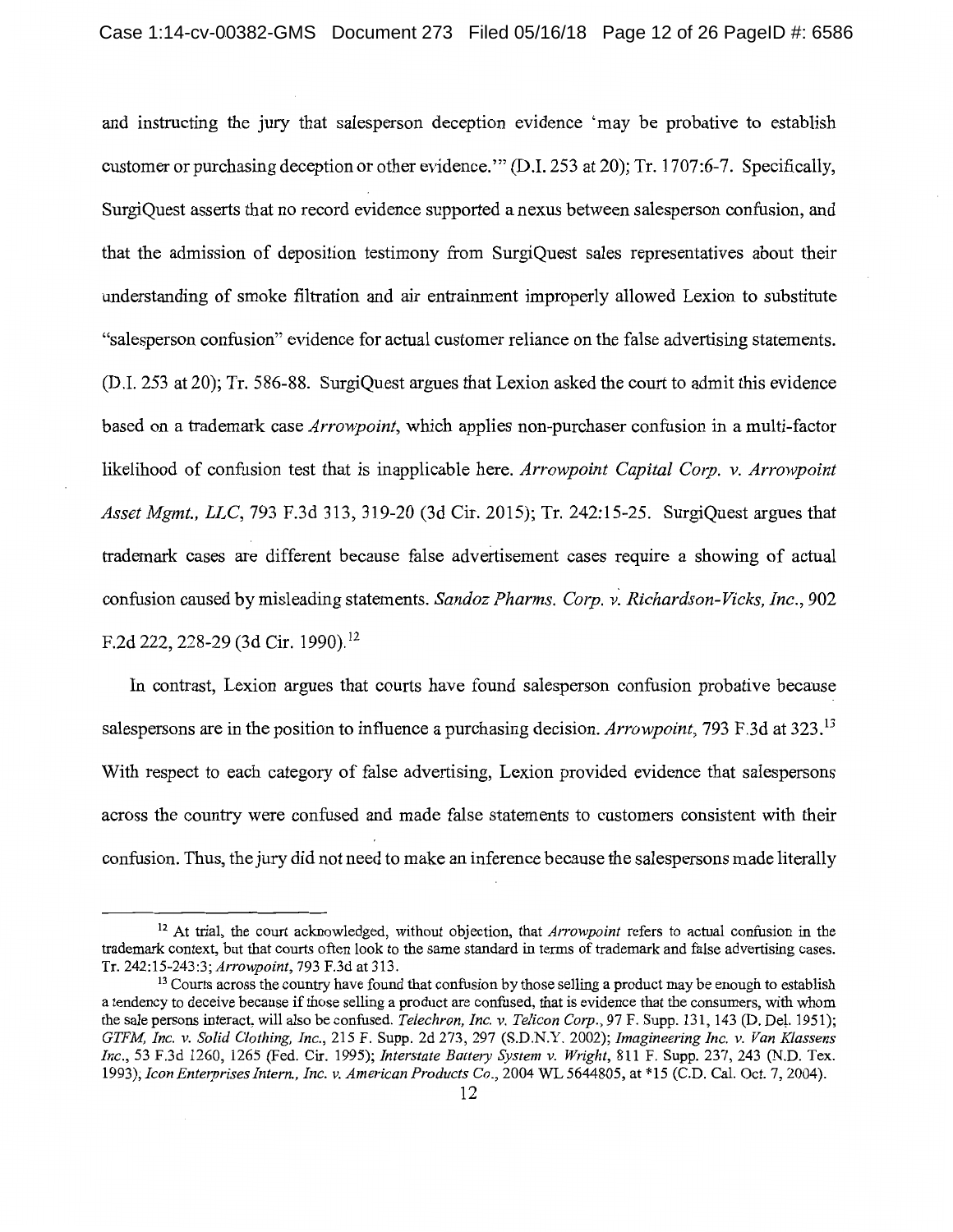and instructing the jury that salesperson deception evidence 'may be probative to establish customer or purchasing deception or other evidence.'" (D.I. 253 at 20); Tr. 1707:6-7. Specifically, SurgiQuest asserts that no record evidence supported a nexus between salesperson confusion, and that the admission of deposition testimony from SurgiQuest sales representatives about their understanding of smoke filtration and air entrainment improperly allowed Lexion to substitute "salesperson confusion" evidence for actual customer reliance on the false advertising statements. (D.I. 253 at 20); Tr. 586-88. SurgiQuest argues that Lexion asked the court to admit this evidence based on a trademark case *Arrowpoint*, which applies non-purchaser confusion in a multi-factor likelihood of confusion test that is inapplicable here. *Arrowpoint Capital Corp. v. Arrowpoint Asset Mgmt., LLC*, 793 F.3d 313, 319-20 (3d Cir. 2015); Tr. 242:15-25. SurgiQuest argues that trademark cases are different because false advertisement cases require a showing of actual confusion caused by misleading statements. *Sandoz Pharms. Corp. v. Richardson-Vicks, Inc.*, 902 F.2d 222, 228-29 (3d Cir. 1990).[12]

In contrast, Lexion argues that courts have found salesperson confusion probative because salespersons are in the position to influence a purchasing decision. *Arrowpoint*, 793 F.3d at 323.[13] With respect to each category of false advertising, Lexion provided evidence that salespersons across the country were confused and made false statements to customers consistent with their confusion. Thus, the jury did not need to make an inference because the salespersons made literally

---

[12] At trial, the court acknowledged, without objection, that *Arrowpoint* refers to actual confusion in the trademark context, but that courts often look to the same standard in terms of trademark and false advertising cases. Tr. 242:15-243:3; *Arrowpoint*, 793 F.3d at 313.

[13] Courts across the country have found that confusion by those selling a product may be enough to establish a tendency to deceive because if those selling a product are confused, that is evidence that the consumers, with whom the sale persons interact, will also be confused. *Telechron, Inc. v. Telicon Corp.*, 97 F. Supp. 131, 143 (D. Del. 1951); *GTFM, Inc. v. Solid Clothing, Inc.*, 215 F. Supp. 2d 273, 297 (S.D.N.Y. 2002); *Imagineering Inc. v. Van Klassens Inc.*, 53 F.3d 1260, 1265 (Fed. Cir. 1995); *Interstate Battery System v. Wright*, 811 F. Supp. 237, 243 (N.D. Tex. 1993); *Icon Enterprises Intern., Inc. v. American Products Co.*, 2004 WL 5644805, at *15 (C.D. Cal. Oct. 7, 2004).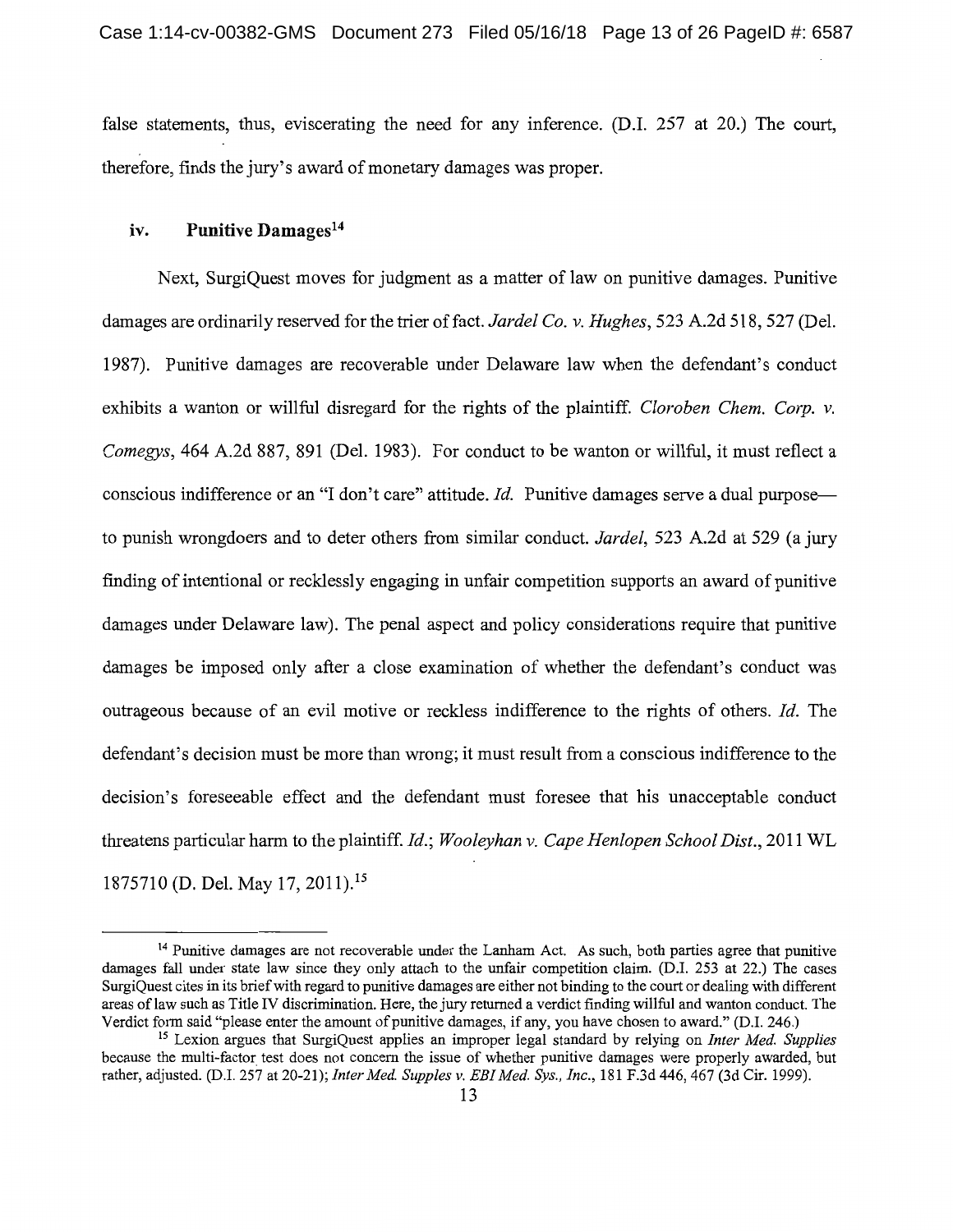false statements, thus, eviscerating the need for any inference. (D.I. 257 at 20.) The court, therefore, finds the jury's award of monetary damages was proper.

### iv. Punitive Damages[14]

Next, SurgiQuest moves for judgment as a matter of law on punitive damages. Punitive damages are ordinarily reserved for the trier of fact. *Jardel Co. v. Hughes*, 523 A.2d 518, 527 (Del. 1987). Punitive damages are recoverable under Delaware law when the defendant's conduct exhibits a wanton or willful disregard for the rights of the plaintiff. *Cloroben Chem. Corp. v. Comegys*, 464 A.2d 887, 891 (Del. 1983). For conduct to be wanton or willful, it must reflect a conscious indifference or an "I don't care" attitude. *Id.* Punitive damages serve a dual purpose—to punish wrongdoers and to deter others from similar conduct. *Jardel*, 523 A.2d at 529 (a jury finding of intentional or recklessly engaging in unfair competition supports an award of punitive damages under Delaware law). The penal aspect and policy considerations require that punitive damages be imposed only after a close examination of whether the defendant's conduct was outrageous because of an evil motive or reckless indifference to the rights of others. *Id.* The defendant's decision must be more than wrong; it must result from a conscious indifference to the decision's foreseeable effect and the defendant must foresee that his unacceptable conduct threatens particular harm to the plaintiff. *Id.*; *Wooleyhan v. Cape Henlopen School Dist.*, 2011 WL 1875710 (D. Del. May 17, 2011).[15]

---

[14] Punitive damages are not recoverable under the Lanham Act. As such, both parties agree that punitive damages fall under state law since they only attach to the unfair competition claim. (D.I. 253 at 22.) The cases SurgiQuest cites in its brief with regard to punitive damages are either not binding to the court or dealing with different areas of law such as Title IV discrimination. Here, the jury returned a verdict finding willful and wanton conduct. The Verdict form said "please enter the amount of punitive damages, if any, you have chosen to award." (D.I. 246.)

[15] Lexion argues that SurgiQuest applies an improper legal standard by relying on *Inter Med. Supplies* because the multi-factor test does not concern the issue of whether punitive damages were properly awarded, but rather, adjusted. (D.I. 257 at 20-21); *Inter Med. Supples v. EBI Med. Sys., Inc.*, 181 F.3d 446, 467 (3d Cir. 1999).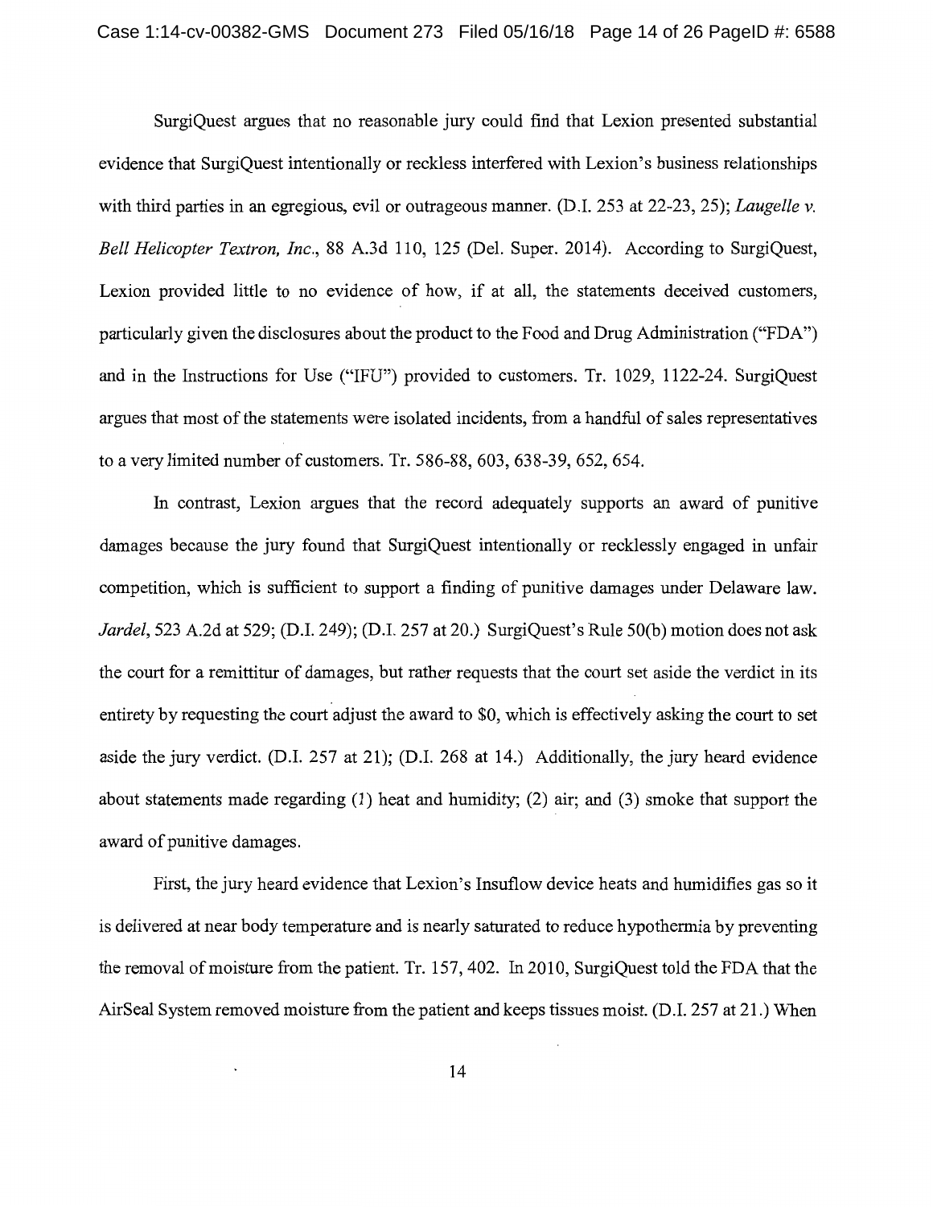SurgiQuest argues that no reasonable jury could find that Lexion presented substantial evidence that SurgiQuest intentionally or reckless interfered with Lexion's business relationships with third parties in an egregious, evil or outrageous manner. (D.I. 253 at 22-23, 25); *Laugelle v. Bell Helicopter Textron, Inc.*, 88 A.3d 110, 125 (Del. Super. 2014). According to SurgiQuest, Lexion provided little to no evidence of how, if at all, the statements deceived customers, particularly given the disclosures about the product to the Food and Drug Administration ("FDA") and in the Instructions for Use ("IFU") provided to customers. Tr. 1029, 1122-24. SurgiQuest argues that most of the statements were isolated incidents, from a handful of sales representatives to a very limited number of customers. Tr. 586-88, 603, 638-39, 652, 654.

In contrast, Lexion argues that the record adequately supports an award of punitive damages because the jury found that SurgiQuest intentionally or recklessly engaged in unfair competition, which is sufficient to support a finding of punitive damages under Delaware law. *Jardel*, 523 A.2d at 529; (D.I. 249); (D.I. 257 at 20.) SurgiQuest's Rule 50(b) motion does not ask the court for a remittitur of damages, but rather requests that the court set aside the verdict in its entirety by requesting the court adjust the award to $0, which is effectively asking the court to set aside the jury verdict. (D.I. 257 at 21); (D.I. 268 at 14.) Additionally, the jury heard evidence about statements made regarding (1) heat and humidity; (2) air; and (3) smoke that support the award of punitive damages.

First, the jury heard evidence that Lexion's Insuflow device heats and humidifies gas so it is delivered at near body temperature and is nearly saturated to reduce hypothermia by preventing the removal of moisture from the patient. Tr. 157, 402. In 2010, SurgiQuest told the FDA that the AirSeal System removed moisture from the patient and keeps tissues moist. (D.I. 257 at 21.) When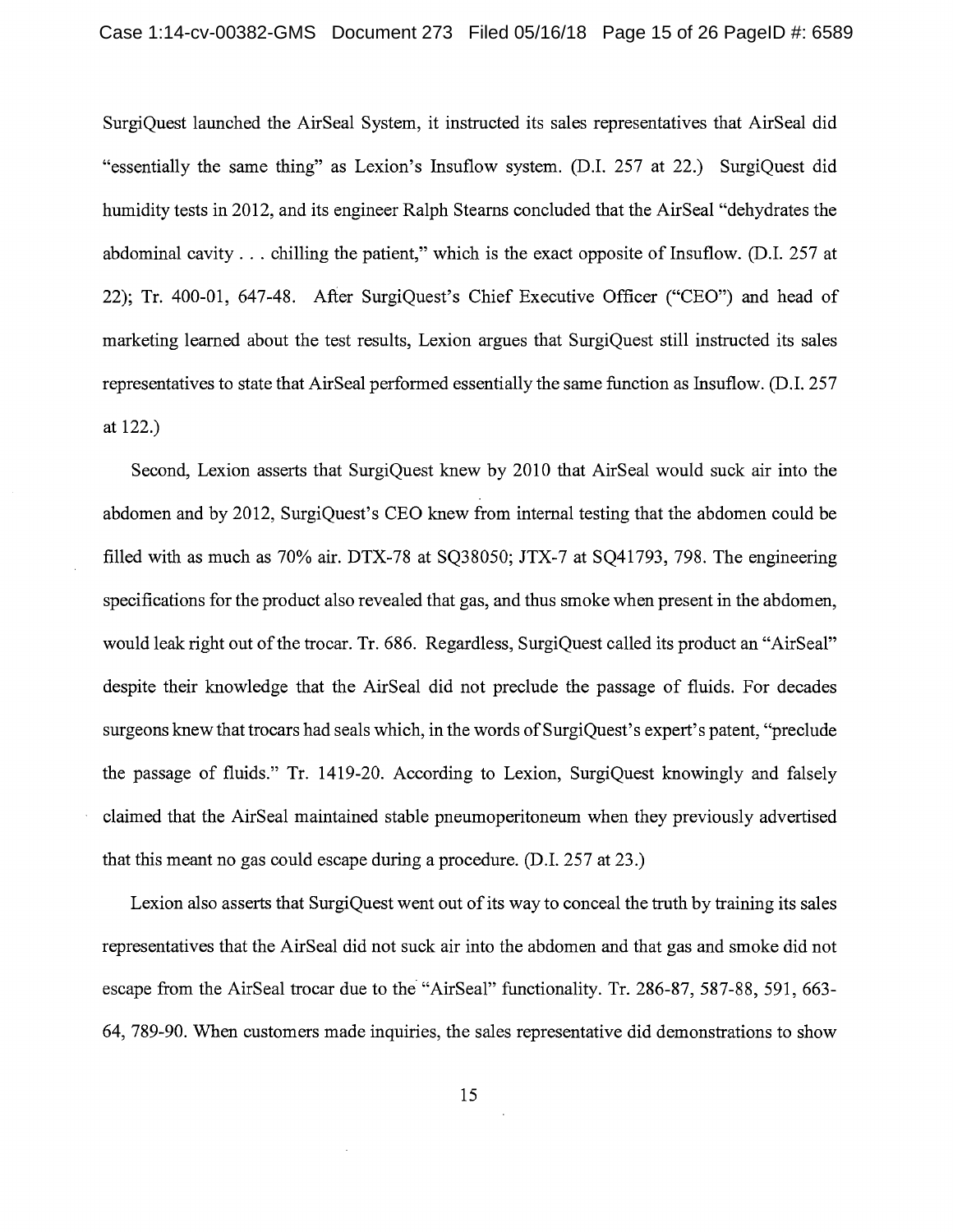SurgiQuest launched the AirSeal System, it instructed its sales representatives that AirSeal did "essentially the same thing" as Lexion's Insuflow system. (D.I. 257 at 22.) SurgiQuest did humidity tests in 2012, and its engineer Ralph Stearns concluded that the AirSeal "dehydrates the abdominal cavity . . . chilling the patient," which is the exact opposite of Insuflow. (D.I. 257 at 22); Tr. 400-01, 647-48. After SurgiQuest's Chief Executive Officer ("CEO") and head of marketing learned about the test results, Lexion argues that SurgiQuest still instructed its sales representatives to state that AirSeal performed essentially the same function as Insuflow. (D.I. 257 at 122.)

Second, Lexion asserts that SurgiQuest knew by 2010 that AirSeal would suck air into the abdomen and by 2012, SurgiQuest's CEO knew from internal testing that the abdomen could be filled with as much as 70% air. DTX-78 at SQ38050; JTX-7 at SQ41793, 798. The engineering specifications for the product also revealed that gas, and thus smoke when present in the abdomen, would leak right out of the trocar. Tr. 686. Regardless, SurgiQuest called its product an "AirSeal" despite their knowledge that the AirSeal did not preclude the passage of fluids. For decades surgeons knew that trocars had seals which, in the words of SurgiQuest's expert's patent, "preclude the passage of fluids." Tr. 1419-20. According to Lexion, SurgiQuest knowingly and falsely claimed that the AirSeal maintained stable pneumoperitoneum when they previously advertised that this meant no gas could escape during a procedure. (D.I. 257 at 23.)

Lexion also asserts that SurgiQuest went out of its way to conceal the truth by training its sales representatives that the AirSeal did not suck air into the abdomen and that gas and smoke did not escape from the AirSeal trocar due to the "AirSeal" functionality. Tr. 286-87, 587-88, 591, 663-64, 789-90. When customers made inquiries, the sales representative did demonstrations to show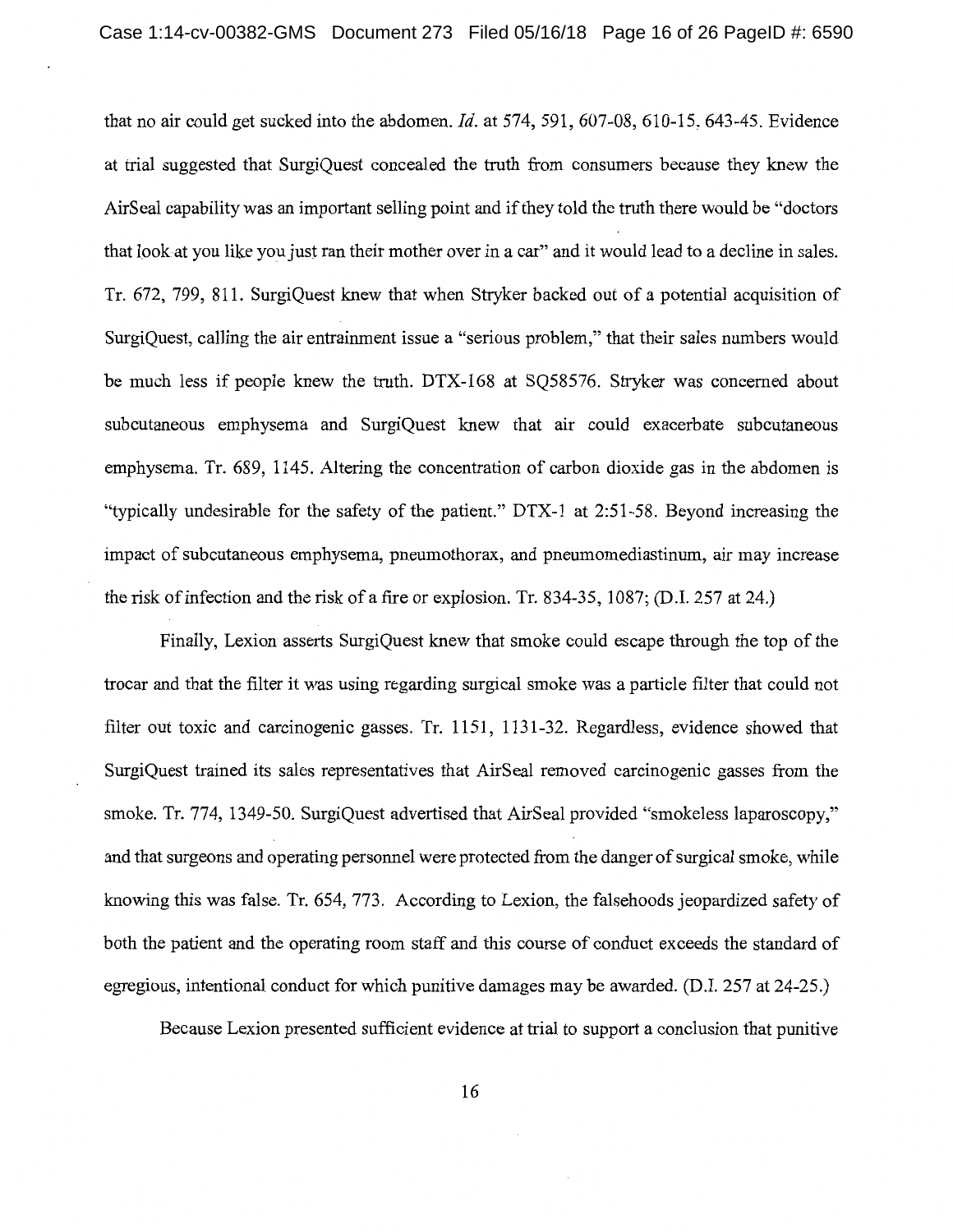that no air could get sucked into the abdomen. *Id.* at 574, 591, 607-08, 610-15, 643-45. Evidence at trial suggested that SurgiQuest concealed the truth from consumers because they knew the AirSeal capability was an important selling point and if they told the truth there would be "doctors that look at you like you just ran their mother over in a car" and it would lead to a decline in sales. Tr. 672, 799, 811. SurgiQuest knew that when Stryker backed out of a potential acquisition of SurgiQuest, calling the air entrainment issue a "serious problem," that their sales numbers would be much less if people knew the truth. DTX-168 at SQ58576. Stryker was concerned about subcutaneous emphysema and SurgiQuest knew that air could exacerbate subcutaneous emphysema. Tr. 689, 1145. Altering the concentration of carbon dioxide gas in the abdomen is "typically undesirable for the safety of the patient." DTX-1 at 2:51-58. Beyond increasing the impact of subcutaneous emphysema, pneumothorax, and pneumomediastinum, air may increase the risk of infection and the risk of a fire or explosion. Tr. 834-35, 1087; (D.I. 257 at 24.)

Finally, Lexion asserts SurgiQuest knew that smoke could escape through the top of the trocar and that the filter it was using regarding surgical smoke was a particle filter that could not filter out toxic and carcinogenic gasses. Tr. 1151, 1131-32. Regardless, evidence showed that SurgiQuest trained its sales representatives that AirSeal removed carcinogenic gasses from the smoke. Tr. 774, 1349-50. SurgiQuest advertised that AirSeal provided "smokeless laparoscopy," and that surgeons and operating personnel were protected from the danger of surgical smoke, while knowing this was false. Tr. 654, 773. According to Lexion, the falsehoods jeopardized safety of both the patient and the operating room staff and this course of conduct exceeds the standard of egregious, intentional conduct for which punitive damages may be awarded. (D.I. 257 at 24-25.)

Because Lexion presented sufficient evidence at trial to support a conclusion that punitive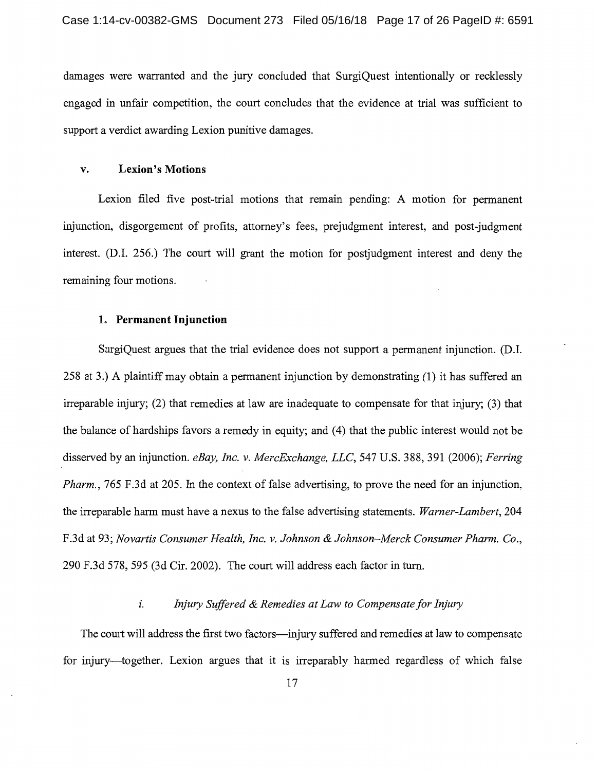damages were warranted and the jury concluded that SurgiQuest intentionally or recklessly engaged in unfair competition, the court concludes that the evidence at trial was sufficient to support a verdict awarding Lexion punitive damages.

### v. Lexion's Motions

Lexion filed five post-trial motions that remain pending: A motion for permanent injunction, disgorgement of profits, attorney's fees, prejudgment interest, and post-judgment interest. (D.I. 256.) The court will grant the motion for postjudgment interest and deny the remaining four motions.

#### 1. Permanent Injunction

SurgiQuest argues that the trial evidence does not support a permanent injunction. (D.I. 258 at 3.) A plaintiff may obtain a permanent injunction by demonstrating (1) it has suffered an irreparable injury; (2) that remedies at law are inadequate to compensate for that injury; (3) that the balance of hardships favors a remedy in equity; and (4) that the public interest would not be disserved by an injunction. *eBay, Inc. v. MercExchange, LLC*, 547 U.S. 388, 391 (2006); *Ferring Pharm.*, 765 F.3d at 205. In the context of false advertising, to prove the need for an injunction, the irreparable harm must have a nexus to the false advertising statements. *Warner-Lambert*, 204 F.3d at 93; *Novartis Consumer Health, Inc. v. Johnson & Johnson–Merck Consumer Pharm. Co.*, 290 F.3d 578, 595 (3d Cir. 2002). The court will address each factor in turn.

##### *i. Injury Suffered & Remedies at Law to Compensate for Injury*

The court will address the first two factors—injury suffered and remedies at law to compensate for injury—together. Lexion argues that it is irreparably harmed regardless of which false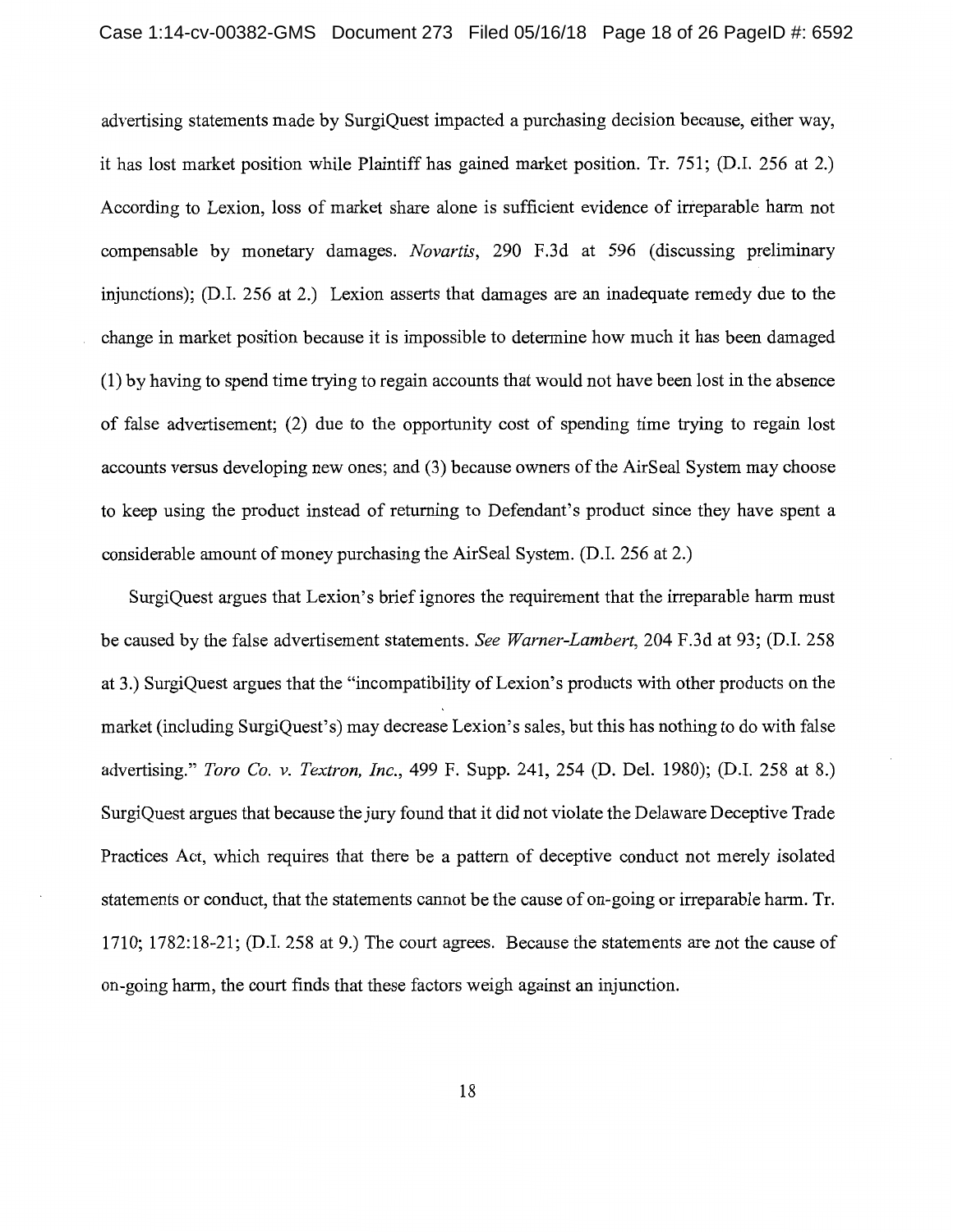advertising statements made by SurgiQuest impacted a purchasing decision because, either way, it has lost market position while Plaintiff has gained market position. Tr. 751; (D.I. 256 at 2.) According to Lexion, loss of market share alone is sufficient evidence of irreparable harm not compensable by monetary damages. *Novartis*, 290 F.3d at 596 (discussing preliminary injunctions); (D.I. 256 at 2.) Lexion asserts that damages are an inadequate remedy due to the change in market position because it is impossible to determine how much it has been damaged (1) by having to spend time trying to regain accounts that would not have been lost in the absence of false advertisement; (2) due to the opportunity cost of spending time trying to regain lost accounts versus developing new ones; and (3) because owners of the AirSeal System may choose to keep using the product instead of returning to Defendant's product since they have spent a considerable amount of money purchasing the AirSeal System. (D.I. 256 at 2.)

SurgiQuest argues that Lexion's brief ignores the requirement that the irreparable harm must be caused by the false advertisement statements. *See Warner-Lambert*, 204 F.3d at 93; (D.I. 258 at 3.) SurgiQuest argues that the "incompatibility of Lexion's products with other products on the market (including SurgiQuest's) may decrease Lexion's sales, but this has nothing to do with false advertising." *Toro Co. v. Textron, Inc.*, 499 F. Supp. 241, 254 (D. Del. 1980); (D.I. 258 at 8.) SurgiQuest argues that because the jury found that it did not violate the Delaware Deceptive Trade Practices Act, which requires that there be a pattern of deceptive conduct not merely isolated statements or conduct, that the statements cannot be the cause of on-going or irreparable harm. Tr. 1710; 1782:18-21; (D.I. 258 at 9.) The court agrees. Because the statements are not the cause of on-going harm, the court finds that these factors weigh against an injunction.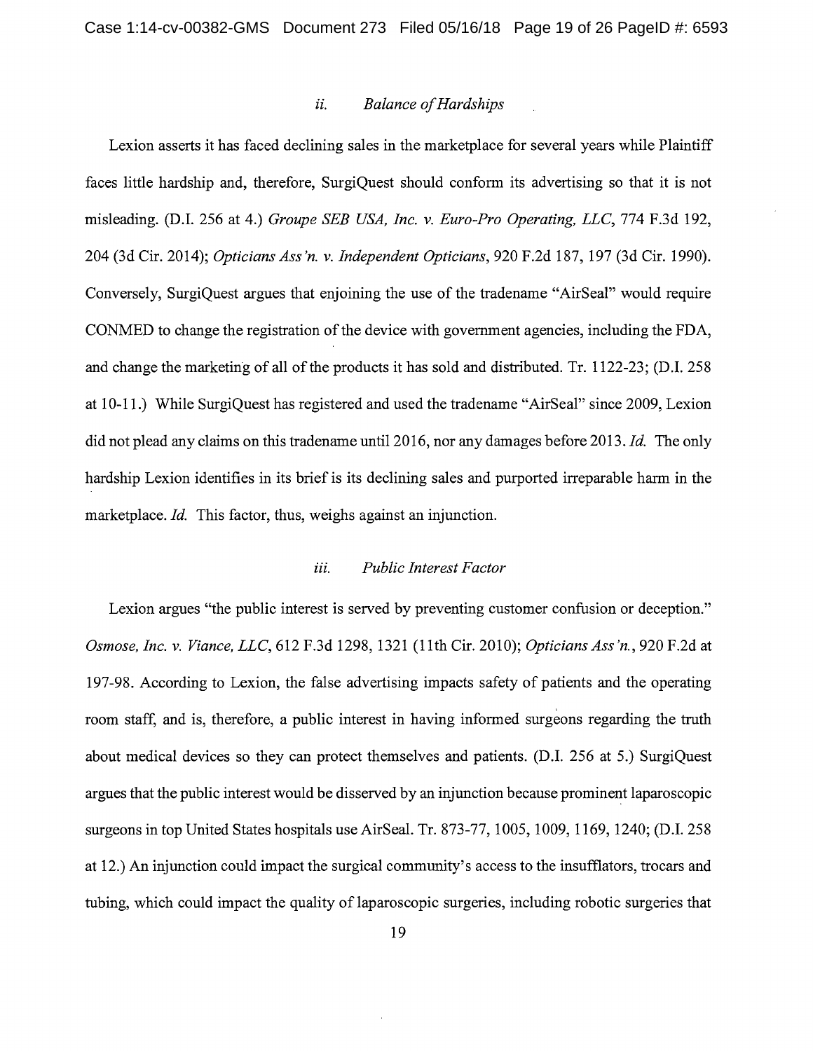### *ii. Balance of Hardships*

Lexion asserts it has faced declining sales in the marketplace for several years while Plaintiff faces little hardship and, therefore, SurgiQuest should conform its advertising so that it is not misleading. (D.I. 256 at 4.) *Groupe SEB USA, Inc. v. Euro-Pro Operating, LLC*, 774 F.3d 192, 204 (3d Cir. 2014); *Opticians Ass'n. v. Independent Opticians*, 920 F.2d 187, 197 (3d Cir. 1990). Conversely, SurgiQuest argues that enjoining the use of the tradename "AirSeal" would require CONMED to change the registration of the device with government agencies, including the FDA, and change the marketing of all of the products it has sold and distributed. Tr. 1122-23; (D.I. 258 at 10-11.) While SurgiQuest has registered and used the tradename "AirSeal" since 2009, Lexion did not plead any claims on this tradename until 2016, nor any damages before 2013. *Id.* The only hardship Lexion identifies in its brief is its declining sales and purported irreparable harm in the marketplace. *Id.* This factor, thus, weighs against an injunction.

### *iii. Public Interest Factor*

Lexion argues "the public interest is served by preventing customer confusion or deception." *Osmose, Inc. v. Viance, LLC*, 612 F.3d 1298, 1321 (11th Cir. 2010); *Opticians Ass'n.*, 920 F.2d at 197-98. According to Lexion, the false advertising impacts safety of patients and the operating room staff, and is, therefore, a public interest in having informed surgeons regarding the truth about medical devices so they can protect themselves and patients. (D.I. 256 at 5.) SurgiQuest argues that the public interest would be disserved by an injunction because prominent laparoscopic surgeons in top United States hospitals use AirSeal. Tr. 873-77, 1005, 1009, 1169, 1240; (D.I. 258 at 12.) An injunction could impact the surgical community's access to the insufflators, trocars and tubing, which could impact the quality of laparoscopic surgeries, including robotic surgeries that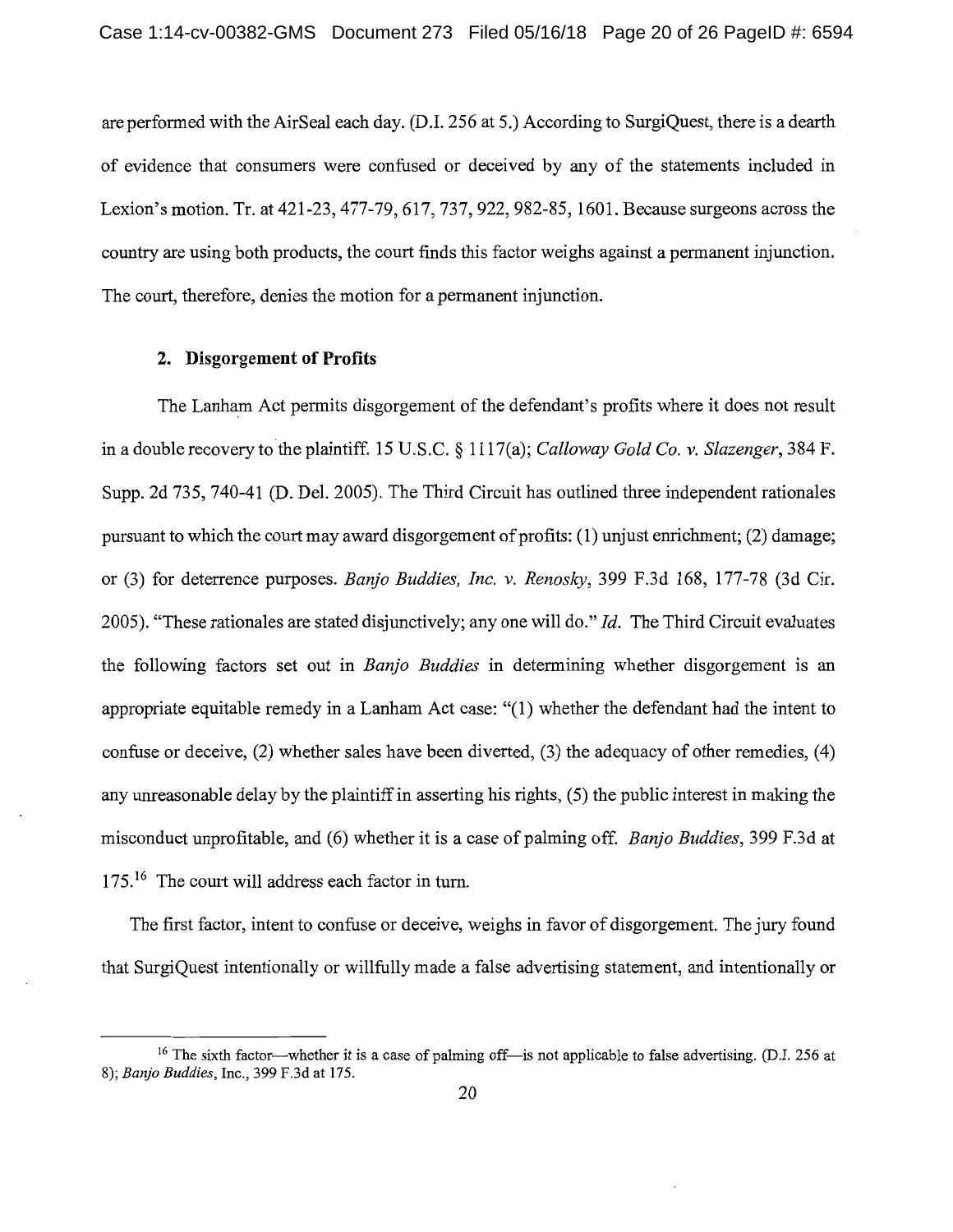are performed with the AirSeal each day. (D.I. 256 at 5.) According to SurgiQuest, there is a dearth of evidence that consumers were confused or deceived by any of the statements included in Lexion's motion. Tr. at 421-23, 477-79, 617, 737, 922, 982-85, 1601. Because surgeons across the country are using both products, the court finds this factor weighs against a permanent injunction. The court, therefore, denies the motion for a permanent injunction.

### 2. Disgorgement of Profits

The Lanham Act permits disgorgement of the defendant's profits where it does not result in a double recovery to the plaintiff. 15 U.S.C. § 1117(a); *Calloway Gold Co. v. Slazenger*, 384 F. Supp. 2d 735, 740-41 (D. Del. 2005). The Third Circuit has outlined three independent rationales pursuant to which the court may award disgorgement of profits: (1) unjust enrichment; (2) damage; or (3) for deterrence purposes. *Banjo Buddies, Inc. v. Renosky*, 399 F.3d 168, 177-78 (3d Cir. 2005). "These rationales are stated disjunctively; any one will do." *Id.* The Third Circuit evaluates the following factors set out in *Banjo Buddies* in determining whether disgorgement is an appropriate equitable remedy in a Lanham Act case: "(1) whether the defendant had the intent to confuse or deceive, (2) whether sales have been diverted, (3) the adequacy of other remedies, (4) any unreasonable delay by the plaintiff in asserting his rights, (5) the public interest in making the misconduct unprofitable, and (6) whether it is a case of palming off. *Banjo Buddies*, 399 F.3d at 175.[16] The court will address each factor in turn.

The first factor, intent to confuse or deceive, weighs in favor of disgorgement. The jury found that SurgiQuest intentionally or willfully made a false advertising statement, and intentionally or

[16] The sixth factor—whether it is a case of palming off—is not applicable to false advertising. (D.I. 256 at 8); *Banjo Buddies*, Inc., 399 F.3d at 175.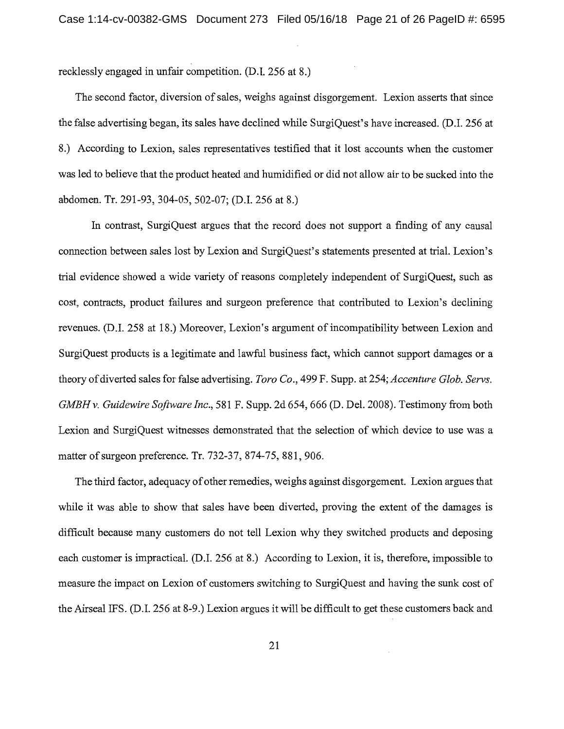recklessly engaged in unfair competition. (D.I. 256 at 8.)

The second factor, diversion of sales, weighs against disgorgement. Lexion asserts that since the false advertising began, its sales have declined while SurgiQuest's have increased. (D.I. 256 at 8.) According to Lexion, sales representatives testified that it lost accounts when the customer was led to believe that the product heated and humidified or did not allow air to be sucked into the abdomen. Tr. 291-93, 304-05, 502-07; (D.I. 256 at 8.)

In contrast, SurgiQuest argues that the record does not support a finding of any causal connection between sales lost by Lexion and SurgiQuest's statements presented at trial. Lexion's trial evidence showed a wide variety of reasons completely independent of SurgiQuest, such as cost, contracts, product failures and surgeon preference that contributed to Lexion's declining revenues. (D.I. 258 at 18.) Moreover, Lexion's argument of incompatibility between Lexion and SurgiQuest products is a legitimate and lawful business fact, which cannot support damages or a theory of diverted sales for false advertising. *Toro Co.*, 499 F. Supp. at 254; *Accenture Glob. Servs. GMBH v. Guidewire Software Inc.*, 581 F. Supp. 2d 654, 666 (D. Del. 2008). Testimony from both Lexion and SurgiQuest witnesses demonstrated that the selection of which device to use was a matter of surgeon preference. Tr. 732-37, 874-75, 881, 906.

The third factor, adequacy of other remedies, weighs against disgorgement. Lexion argues that while it was able to show that sales have been diverted, proving the extent of the damages is difficult because many customers do not tell Lexion why they switched products and deposing each customer is impractical. (D.I. 256 at 8.) According to Lexion, it is, therefore, impossible to measure the impact on Lexion of customers switching to SurgiQuest and having the sunk cost of the Airseal IFS. (D.I. 256 at 8-9.) Lexion argues it will be difficult to get these customers back and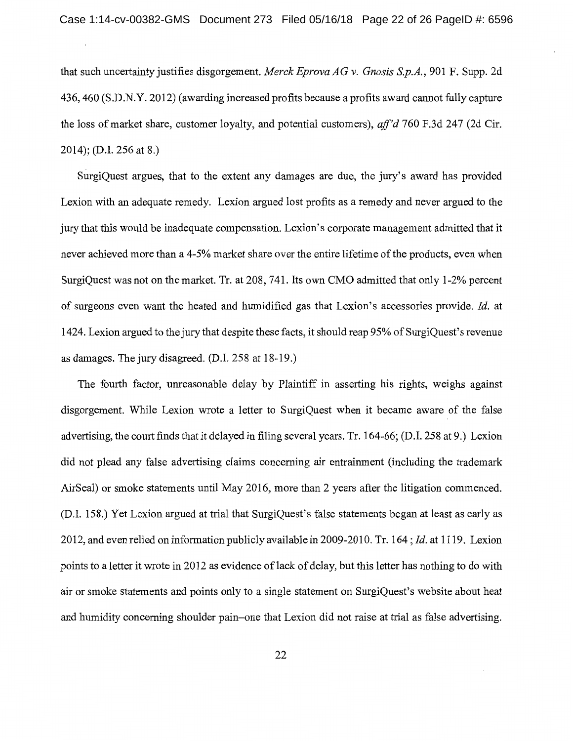that such uncertainty justifies disgorgement. *Merck Eprova AG v. Gnosis S.p.A.*, 901 F. Supp. 2d 436, 460 (S.D.N.Y. 2012) (awarding increased profits because a profits award cannot fully capture the loss of market share, customer loyalty, and potential customers), *aff'd* 760 F.3d 247 (2d Cir. 2014); (D.I. 256 at 8.)

SurgiQuest argues, that to the extent any damages are due, the jury's award has provided Lexion with an adequate remedy. Lexion argued lost profits as a remedy and never argued to the jury that this would be inadequate compensation. Lexion's corporate management admitted that it never achieved more than a 4-5% market share over the entire lifetime of the products, even when SurgiQuest was not on the market. Tr. at 208, 741. Its own CMO admitted that only 1-2% percent of surgeons even want the heated and humidified gas that Lexion's accessories provide. *Id.* at 1424. Lexion argued to the jury that despite these facts, it should reap 95% of SurgiQuest's revenue as damages. The jury disagreed. (D.I. 258 at 18-19.)

The fourth factor, unreasonable delay by Plaintiff in asserting his rights, weighs against disgorgement. While Lexion wrote a letter to SurgiQuest when it became aware of the false advertising, the court finds that it delayed in filing several years. Tr. 164-66; (D.I. 258 at 9.) Lexion did not plead any false advertising claims concerning air entrainment (including the trademark AirSeal) or smoke statements until May 2016, more than 2 years after the litigation commenced. (D.I. 158.) Yet Lexion argued at trial that SurgiQuest's false statements began at least as early as 2012, and even relied on information publicly available in 2009-2010. Tr. 164 ; *Id.* at 1119. Lexion points to a letter it wrote in 2012 as evidence of lack of delay, but this letter has nothing to do with air or smoke statements and points only to a single statement on SurgiQuest's website about heat and humidity concerning shoulder pain–one that Lexion did not raise at trial as false advertising.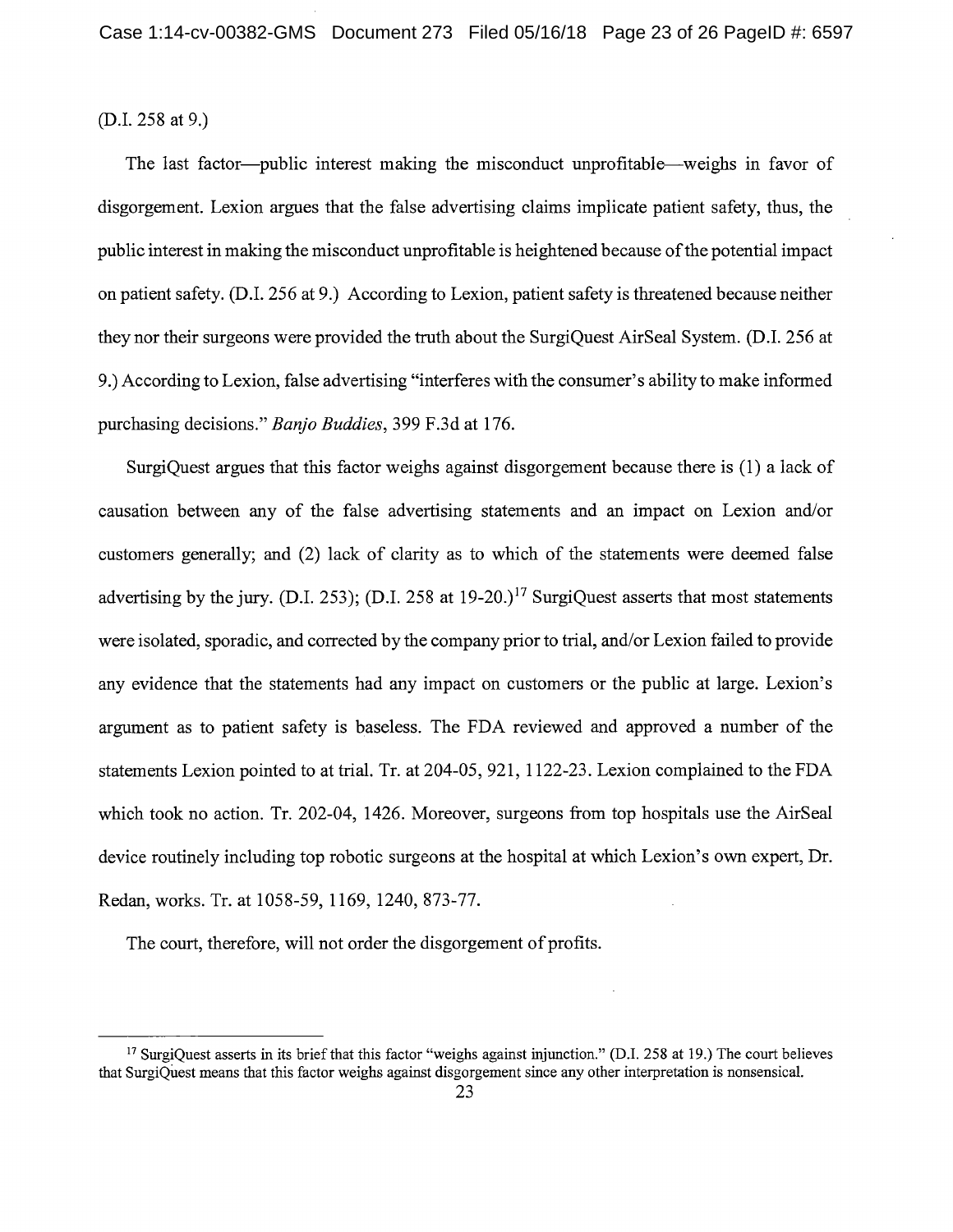(D.I. 258 at 9.)

The last factor—public interest making the misconduct unprofitable—weighs in favor of disgorgement. Lexion argues that the false advertising claims implicate patient safety, thus, the public interest in making the misconduct unprofitable is heightened because of the potential impact on patient safety. (D.I. 256 at 9.) According to Lexion, patient safety is threatened because neither they nor their surgeons were provided the truth about the SurgiQuest AirSeal System. (D.I. 256 at 9.) According to Lexion, false advertising "interferes with the consumer's ability to make informed purchasing decisions." *Banjo Buddies*, 399 F.3d at 176.

SurgiQuest argues that this factor weighs against disgorgement because there is (1) a lack of causation between any of the false advertising statements and an impact on Lexion and/or customers generally; and (2) lack of clarity as to which of the statements were deemed false advertising by the jury. (D.I. 253); (D.I. 258 at 19-20.)[17] SurgiQuest asserts that most statements were isolated, sporadic, and corrected by the company prior to trial, and/or Lexion failed to provide any evidence that the statements had any impact on customers or the public at large. Lexion's argument as to patient safety is baseless. The FDA reviewed and approved a number of the statements Lexion pointed to at trial. Tr. at 204-05, 921, 1122-23. Lexion complained to the FDA which took no action. Tr. 202-04, 1426. Moreover, surgeons from top hospitals use the AirSeal device routinely including top robotic surgeons at the hospital at which Lexion's own expert, Dr. Redan, works. Tr. at 1058-59, 1169, 1240, 873-77.

The court, therefore, will not order the disgorgement of profits.

---

[17] SurgiQuest asserts in its brief that this factor "weighs against injunction." (D.I. 258 at 19.) The court believes that SurgiQuest means that this factor weighs against disgorgement since any other interpretation is nonsensical.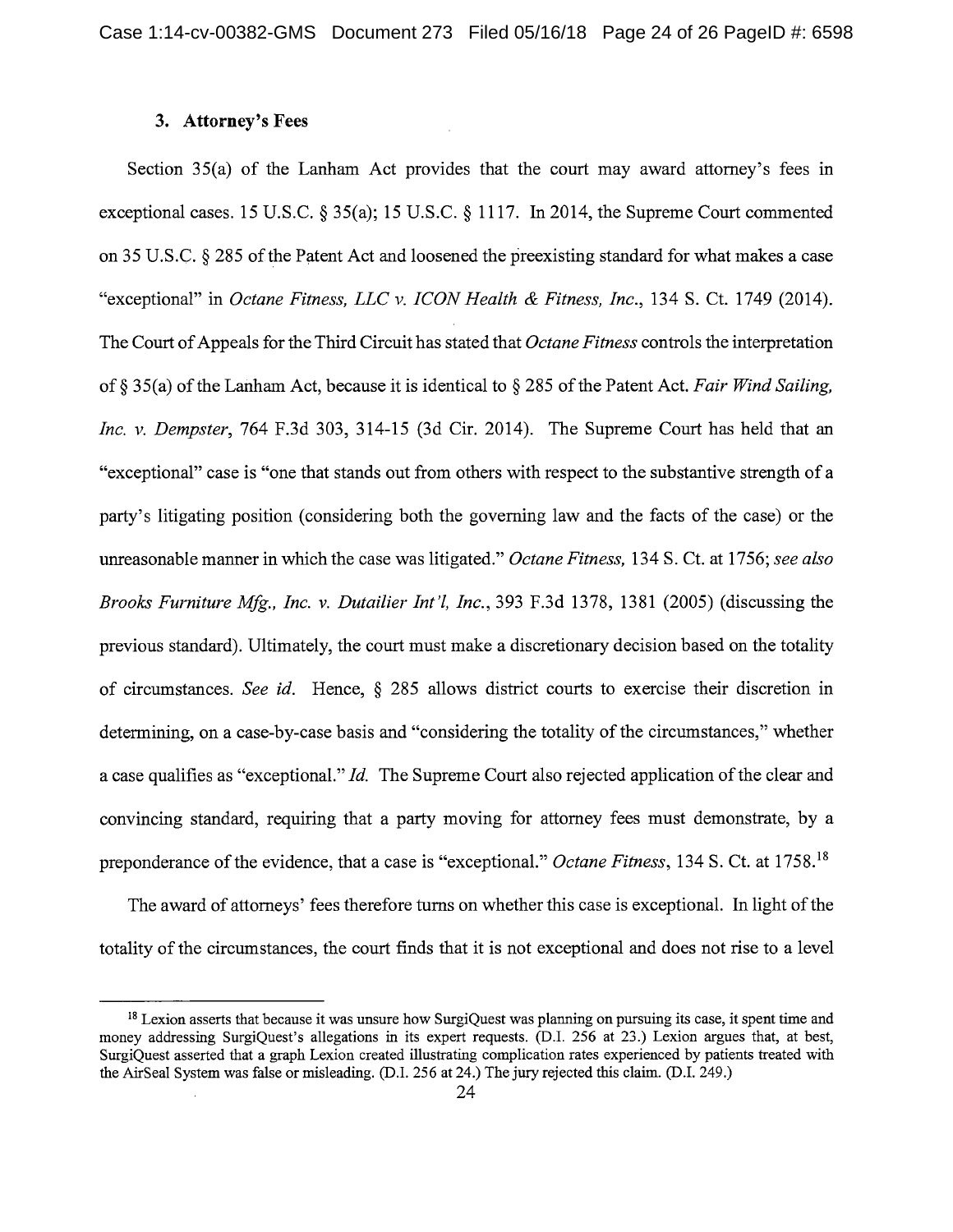### 3. Attorney's Fees

Section 35(a) of the Lanham Act provides that the court may award attorney's fees in exceptional cases. 15 U.S.C. § 35(a); 15 U.S.C. § 1117. In 2014, the Supreme Court commented on 35 U.S.C. § 285 of the Patent Act and loosened the preexisting standard for what makes a case "exceptional" in *Octane Fitness, LLC v. ICON Health & Fitness, Inc.*, 134 S. Ct. 1749 (2014). The Court of Appeals for the Third Circuit has stated that *Octane Fitness* controls the interpretation of § 35(a) of the Lanham Act, because it is identical to § 285 of the Patent Act. *Fair Wind Sailing, Inc. v. Dempster*, 764 F.3d 303, 314-15 (3d Cir. 2014). The Supreme Court has held that an "exceptional" case is "one that stands out from others with respect to the substantive strength of a party's litigating position (considering both the governing law and the facts of the case) or the unreasonable manner in which the case was litigated." *Octane Fitness*, 134 S. Ct. at 1756; *see also Brooks Furniture Mfg., Inc. v. Dutailier Int'l, Inc.*, 393 F.3d 1378, 1381 (2005) (discussing the previous standard). Ultimately, the court must make a discretionary decision based on the totality of circumstances. *See id.* Hence, § 285 allows district courts to exercise their discretion in determining, on a case-by-case basis and "considering the totality of the circumstances," whether a case qualifies as "exceptional." *Id.* The Supreme Court also rejected application of the clear and convincing standard, requiring that a party moving for attorney fees must demonstrate, by a preponderance of the evidence, that a case is "exceptional." *Octane Fitness*, 134 S. Ct. at 1758.[18]

The award of attorneys' fees therefore turns on whether this case is exceptional. In light of the totality of the circumstances, the court finds that it is not exceptional and does not rise to a level

---

[18] Lexion asserts that because it was unsure how SurgiQuest was planning on pursuing its case, it spent time and money addressing SurgiQuest's allegations in its expert requests. (D.I. 256 at 23.) Lexion argues that, at best, SurgiQuest asserted that a graph Lexion created illustrating complication rates experienced by patients treated with the AirSeal System was false or misleading. (D.I. 256 at 24.) The jury rejected this claim. (D.I. 249.)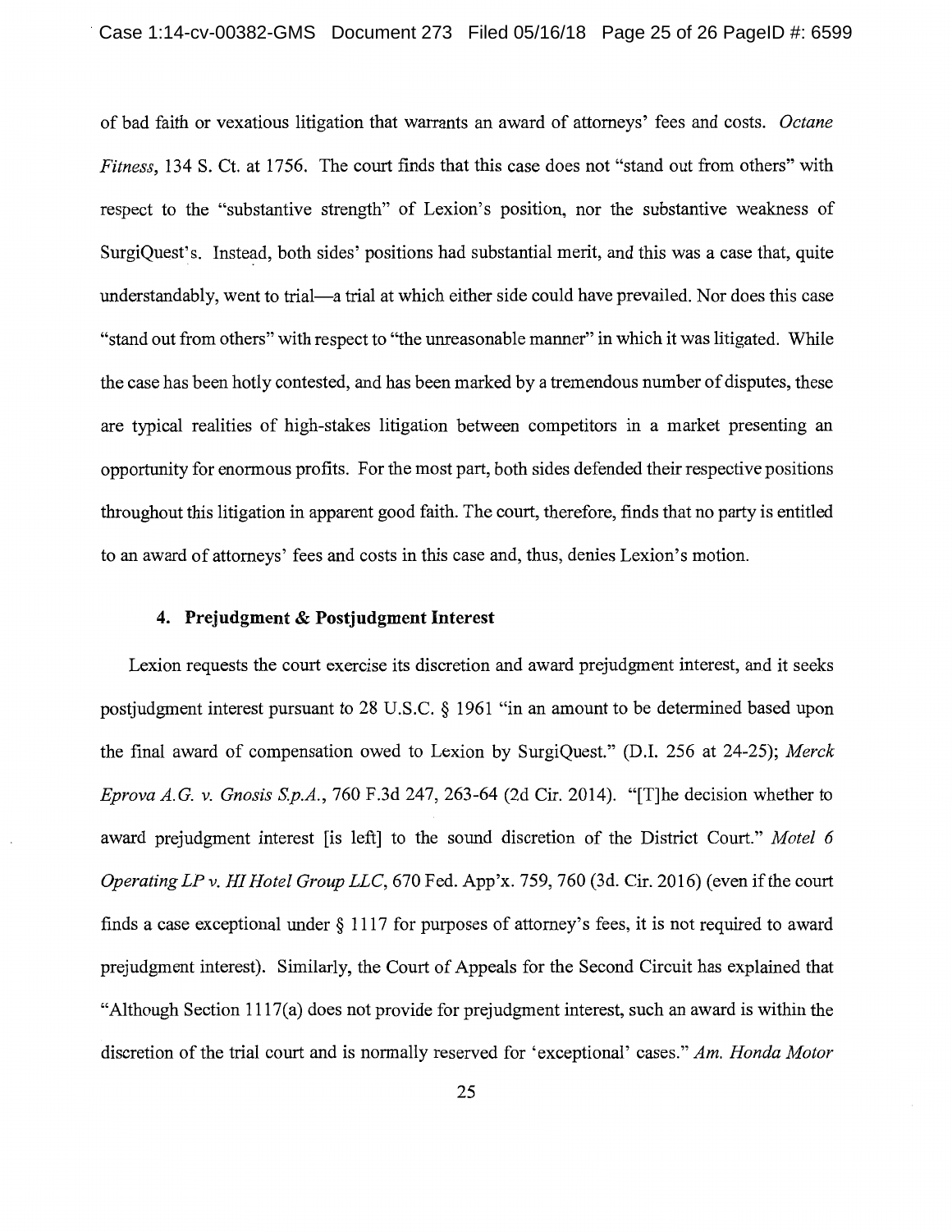of bad faith or vexatious litigation that warrants an award of attorneys' fees and costs. *Octane Fitness*, 134 S. Ct. at 1756. The court finds that this case does not "stand out from others" with respect to the "substantive strength" of Lexion's position, nor the substantive weakness of SurgiQuest's. Instead, both sides' positions had substantial merit, and this was a case that, quite understandably, went to trial—a trial at which either side could have prevailed. Nor does this case "stand out from others" with respect to "the unreasonable manner" in which it was litigated. While the case has been hotly contested, and has been marked by a tremendous number of disputes, these are typical realities of high-stakes litigation between competitors in a market presenting an opportunity for enormous profits. For the most part, both sides defended their respective positions throughout this litigation in apparent good faith. The court, therefore, finds that no party is entitled to an award of attorneys' fees and costs in this case and, thus, denies Lexion's motion.

#### 4. Prejudgment & Postjudgment Interest

Lexion requests the court exercise its discretion and award prejudgment interest, and it seeks postjudgment interest pursuant to 28 U.S.C. § 1961 "in an amount to be determined based upon the final award of compensation owed to Lexion by SurgiQuest." (D.I. 256 at 24-25); *Merck Eprova A.G. v. Gnosis S.p.A.*, 760 F.3d 247, 263-64 (2d Cir. 2014). "[T]he decision whether to award prejudgment interest [is left] to the sound discretion of the District Court." *Motel 6 Operating LP v. HI Hotel Group LLC*, 670 Fed. App'x. 759, 760 (3d. Cir. 2016) (even if the court finds a case exceptional under § 1117 for purposes of attorney's fees, it is not required to award prejudgment interest). Similarly, the Court of Appeals for the Second Circuit has explained that "Although Section 1117(a) does not provide for prejudgment interest, such an award is within the discretion of the trial court and is normally reserved for 'exceptional' cases." *Am. Honda Motor*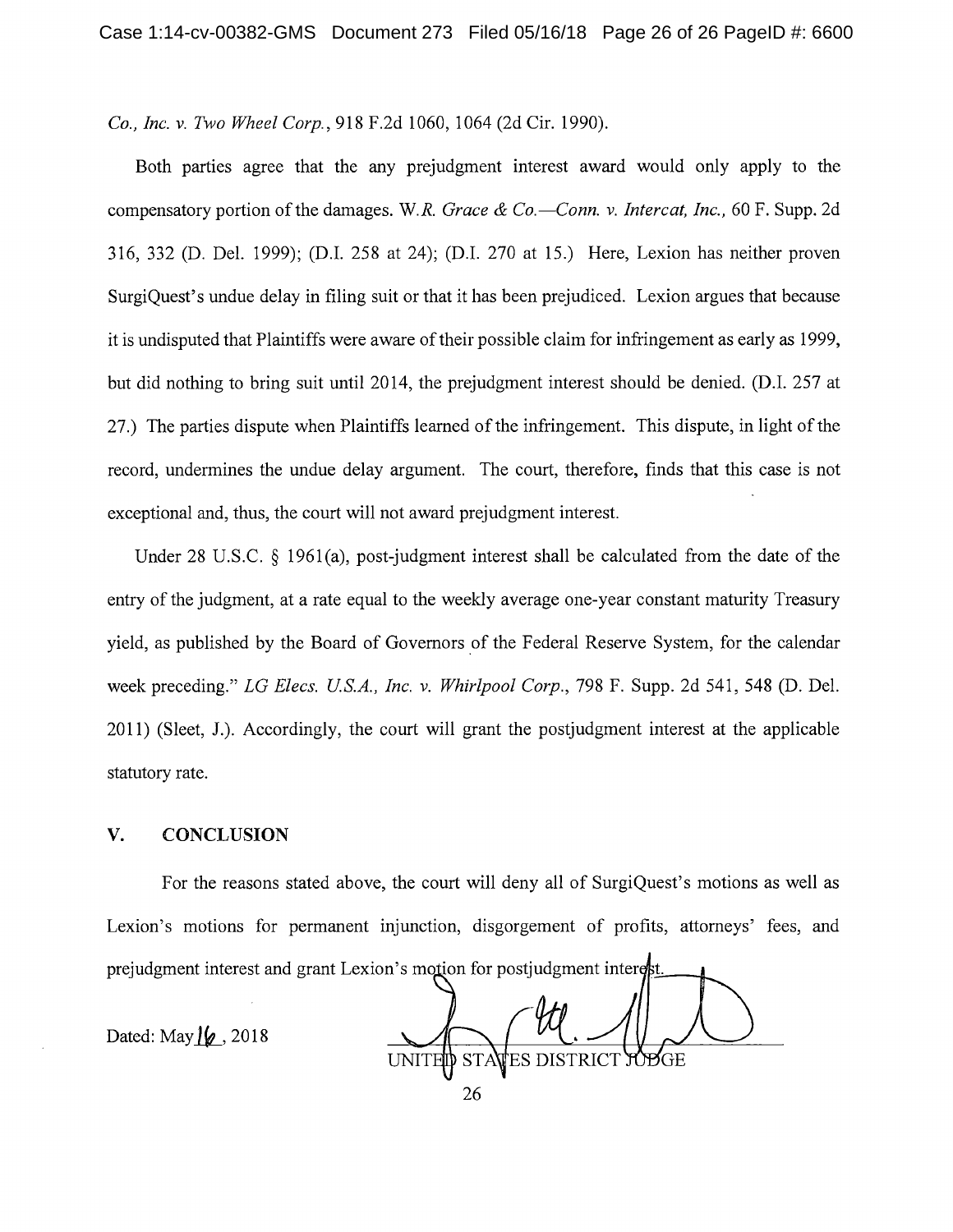*Co., Inc. v. Two Wheel Corp.*, 918 F.2d 1060, 1064 (2d Cir. 1990).

Both parties agree that the any prejudgment interest award would only apply to the compensatory portion of the damages. *W.R. Grace & Co.—Conn. v. Intercat, Inc.*, 60 F. Supp. 2d 316, 332 (D. Del. 1999); (D.I. 258 at 24); (D.I. 270 at 15.) Here, Lexion has neither proven SurgiQuest's undue delay in filing suit or that it has been prejudiced. Lexion argues that because it is undisputed that Plaintiffs were aware of their possible claim for infringement as early as 1999, but did nothing to bring suit until 2014, the prejudgment interest should be denied. (D.I. 257 at 27.) The parties dispute when Plaintiffs learned of the infringement. This dispute, in light of the record, undermines the undue delay argument. The court, therefore, finds that this case is not exceptional and, thus, the court will not award prejudgment interest.

Under 28 U.S.C. § 1961(a), post-judgment interest shall be calculated from the date of the entry of the judgment, at a rate equal to the weekly average one-year constant maturity Treasury yield, as published by the Board of Governors of the Federal Reserve System, for the calendar week preceding." *LG Elecs. U.S.A., Inc. v. Whirlpool Corp.*, 798 F. Supp. 2d 541, 548 (D. Del. 2011) (Sleet, J.). Accordingly, the court will grant the postjudgment interest at the applicable statutory rate.

## V. CONCLUSION

For the reasons stated above, the court will deny all of SurgiQuest's motions as well as Lexion's motions for permanent injunction, disgorgement of profits, attorneys' fees, and prejudgment interest and grant Lexion's motion for postjudgment interest.

Dated: May 16, 2018

UNITED STATES DISTRICT JUDGE